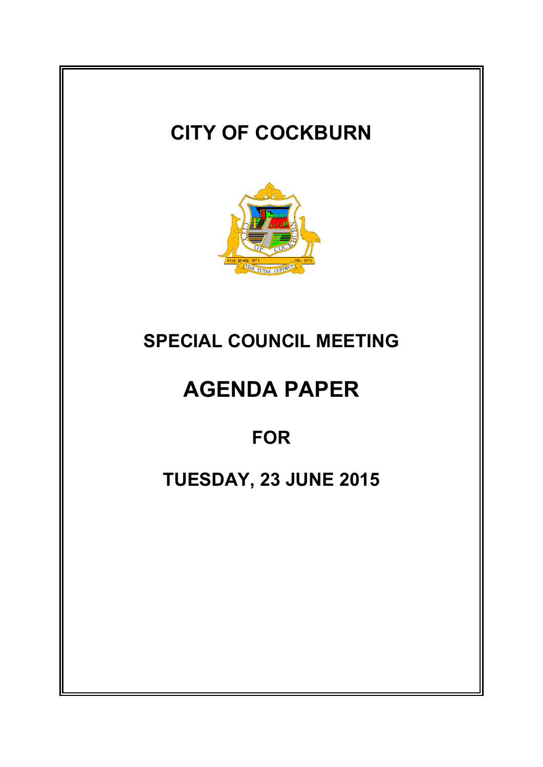# CITY OF COCKBURN

## SPECIAL COUNCIL MEETING

# AGENDA PAPER

## FOR

## TUESDAY, 23 JUNE 2015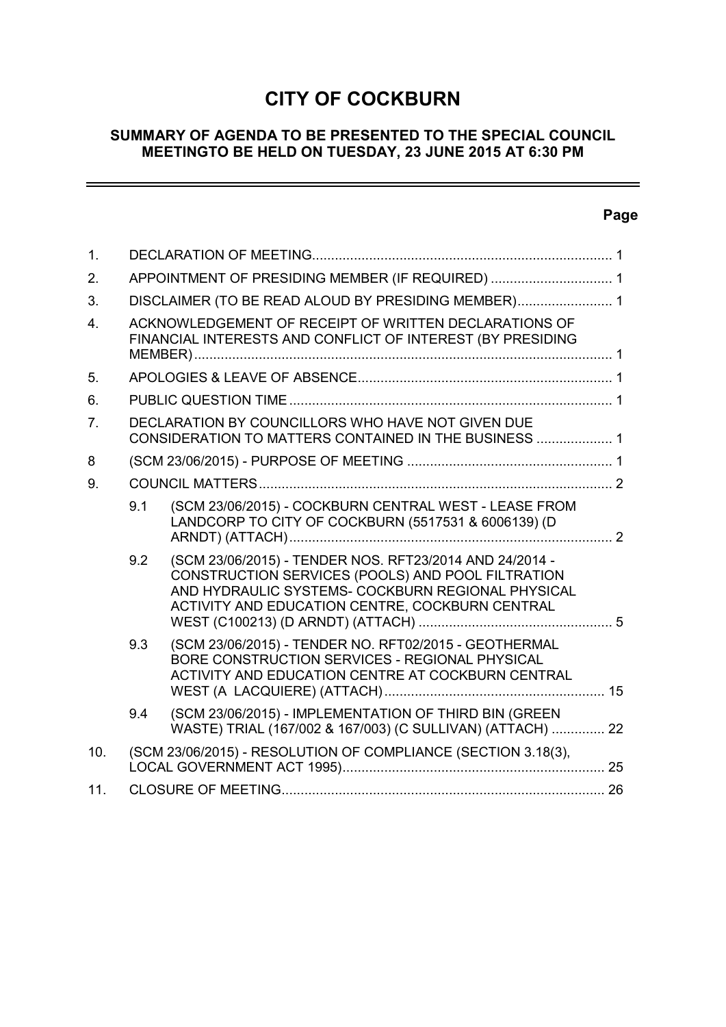# CITY OF COCKBURN

## SUMMARY OF AGENDA TO BE PRESENTED TO THE SPECIAL COUNCIL MEETINGTO BE HELD ON TUESDAY, 23 JUNE 2015 AT 6:30 PM

| | | | Page |
|---|---|---|---|
| 1. | DECLARATION OF MEETING | | 1 |
| 2. | APPOINTMENT OF PRESIDING MEMBER (IF REQUIRED) | | 1 |
| 3. | DISCLAIMER (TO BE READ ALOUD BY PRESIDING MEMBER) | | 1 |
| 4. | ACKNOWLEDGEMENT OF RECEIPT OF WRITTEN DECLARATIONS OF FINANCIAL INTERESTS AND CONFLICT OF INTEREST (BY PRESIDING MEMBER) | | 1 |
| 5. | APOLOGIES & LEAVE OF ABSENCE | | 1 |
| 6. | PUBLIC QUESTION TIME | | 1 |
| 7. | DECLARATION BY COUNCILLORS WHO HAVE NOT GIVEN DUE CONSIDERATION TO MATTERS CONTAINED IN THE BUSINESS | | 1 |
| 8 | (SCM 23/06/2015) - PURPOSE OF MEETING | | 1 |
| 9. | COUNCIL MATTERS | | 2 |
| | 9.1 | (SCM 23/06/2015) - COCKBURN CENTRAL WEST - LEASE FROM LANDCORP TO CITY OF COCKBURN (5517531 & 6006139) (D ARNDT) (ATTACH) | 2 |
| | 9.2 | (SCM 23/06/2015) - TENDER NOS. RFT23/2014 AND 24/2014 - CONSTRUCTION SERVICES (POOLS) AND POOL FILTRATION AND HYDRAULIC SYSTEMS- COCKBURN REGIONAL PHYSICAL ACTIVITY AND EDUCATION CENTRE, COCKBURN CENTRAL WEST (C100213) (D ARNDT) (ATTACH) | 5 |
| | 9.3 | (SCM 23/06/2015) - TENDER NO. RFT02/2015 - GEOTHERMAL BORE CONSTRUCTION SERVICES - REGIONAL PHYSICAL ACTIVITY AND EDUCATION CENTRE AT COCKBURN CENTRAL WEST (A LACQUIERE) (ATTACH) | 15 |
| | 9.4 | (SCM 23/06/2015) - IMPLEMENTATION OF THIRD BIN (GREEN WASTE) TRIAL (167/002 & 167/003) (C SULLIVAN) (ATTACH) | 22 |
| 10. | (SCM 23/06/2015) - RESOLUTION OF COMPLIANCE (SECTION 3.18(3), LOCAL GOVERNMENT ACT 1995) | | 25 |
| 11. | CLOSURE OF MEETING | | 26 |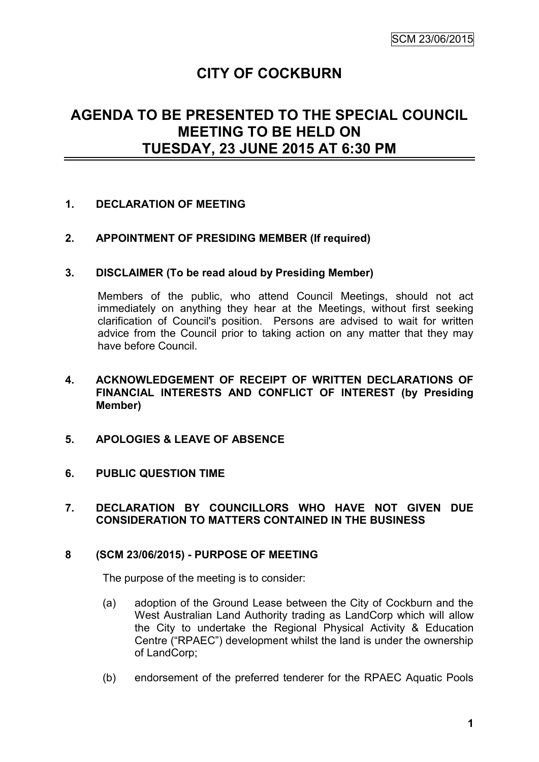# CITY OF COCKBURN

## AGENDA TO BE PRESENTED TO THE SPECIAL COUNCIL MEETING TO BE HELD ON TUESDAY, 23 JUNE 2015 AT 6:30 PM

**1. DECLARATION OF MEETING**

**2. APPOINTMENT OF PRESIDING MEMBER (If required)**

**3. DISCLAIMER (To be read aloud by Presiding Member)**

Members of the public, who attend Council Meetings, should not act immediately on anything they hear at the Meetings, without first seeking clarification of Council's position. Persons are advised to wait for written advice from the Council prior to taking action on any matter that they may have before Council.

**4. ACKNOWLEDGEMENT OF RECEIPT OF WRITTEN DECLARATIONS OF FINANCIAL INTERESTS AND CONFLICT OF INTEREST (by Presiding Member)**

**5. APOLOGIES & LEAVE OF ABSENCE**

**6. PUBLIC QUESTION TIME**

**7. DECLARATION BY COUNCILLORS WHO HAVE NOT GIVEN DUE CONSIDERATION TO MATTERS CONTAINED IN THE BUSINESS**

**8 (SCM 23/06/2015) - PURPOSE OF MEETING**

The purpose of the meeting is to consider:

(a) adoption of the Ground Lease between the City of Cockburn and the West Australian Land Authority trading as LandCorp which will allow the City to undertake the Regional Physical Activity & Education Centre ("RPAEC") development whilst the land is under the ownership of LandCorp;

(b) endorsement of the preferred tenderer for the RPAEC Aquatic Pools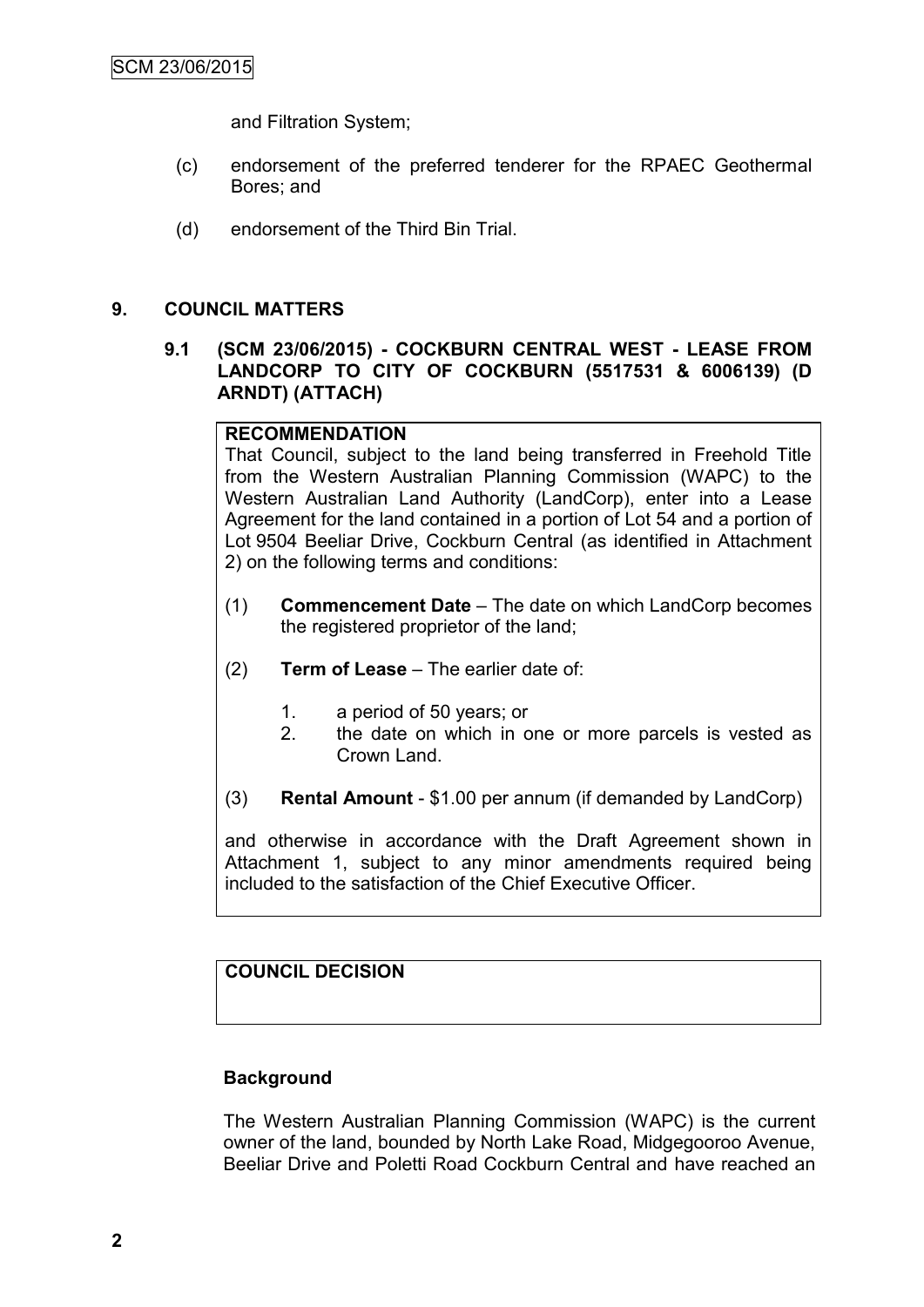and Filtration System;

(c) endorsement of the preferred tenderer for the RPAEC Geothermal Bores; and

(d) endorsement of the Third Bin Trial.

## 9. COUNCIL MATTERS

### 9.1 (SCM 23/06/2015) - COCKBURN CENTRAL WEST - LEASE FROM LANDCORP TO CITY OF COCKBURN (5517531 & 6006139) (D ARNDT) (ATTACH)

**RECOMMENDATION**

That Council, subject to the land being transferred in Freehold Title from the Western Australian Planning Commission (WAPC) to the Western Australian Land Authority (LandCorp), enter into a Lease Agreement for the land contained in a portion of Lot 54 and a portion of Lot 9504 Beeliar Drive, Cockburn Central (as identified in Attachment 2) on the following terms and conditions:

(1) **Commencement Date** – The date on which LandCorp becomes the registered proprietor of the land;

(2) **Term of Lease** – The earlier date of:

1. a period of 50 years; or
2. the date on which in one or more parcels is vested as Crown Land.

(3) **Rental Amount** - $1.00 per annum (if demanded by LandCorp)

and otherwise in accordance with the Draft Agreement shown in Attachment 1, subject to any minor amendments required being included to the satisfaction of the Chief Executive Officer.

**COUNCIL DECISION**

**Background**

The Western Australian Planning Commission (WAPC) is the current owner of the land, bounded by North Lake Road, Midgegooroo Avenue, Beeliar Drive and Poletti Road Cockburn Central and have reached an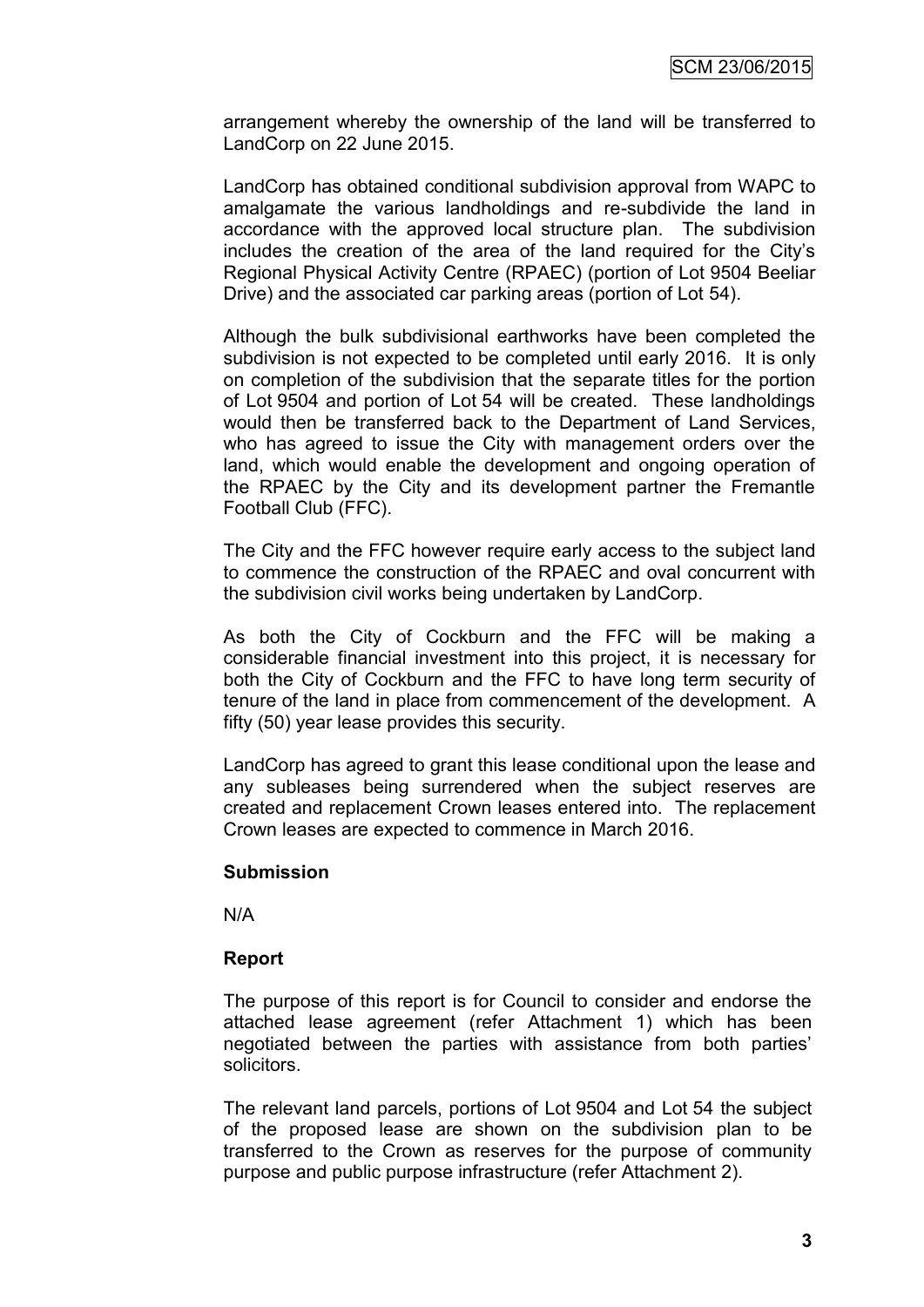arrangement whereby the ownership of the land will be transferred to LandCorp on 22 June 2015.

LandCorp has obtained conditional subdivision approval from WAPC to amalgamate the various landholdings and re-subdivide the land in accordance with the approved local structure plan. The subdivision includes the creation of the area of the land required for the City's Regional Physical Activity Centre (RPAEC) (portion of Lot 9504 Beeliar Drive) and the associated car parking areas (portion of Lot 54).

Although the bulk subdivisional earthworks have been completed the subdivision is not expected to be completed until early 2016. It is only on completion of the subdivision that the separate titles for the portion of Lot 9504 and portion of Lot 54 will be created. These landholdings would then be transferred back to the Department of Land Services, who has agreed to issue the City with management orders over the land, which would enable the development and ongoing operation of the RPAEC by the City and its development partner the Fremantle Football Club (FFC).

The City and the FFC however require early access to the subject land to commence the construction of the RPAEC and oval concurrent with the subdivision civil works being undertaken by LandCorp.

As both the City of Cockburn and the FFC will be making a considerable financial investment into this project, it is necessary for both the City of Cockburn and the FFC to have long term security of tenure of the land in place from commencement of the development. A fifty (50) year lease provides this security.

LandCorp has agreed to grant this lease conditional upon the lease and any subleases being surrendered when the subject reserves are created and replacement Crown leases entered into. The replacement Crown leases are expected to commence in March 2016.

**Submission**

N/A

**Report**

The purpose of this report is for Council to consider and endorse the attached lease agreement (refer Attachment 1) which has been negotiated between the parties with assistance from both parties' solicitors.

The relevant land parcels, portions of Lot 9504 and Lot 54 the subject of the proposed lease are shown on the subdivision plan to be transferred to the Crown as reserves for the purpose of community purpose and public purpose infrastructure (refer Attachment 2).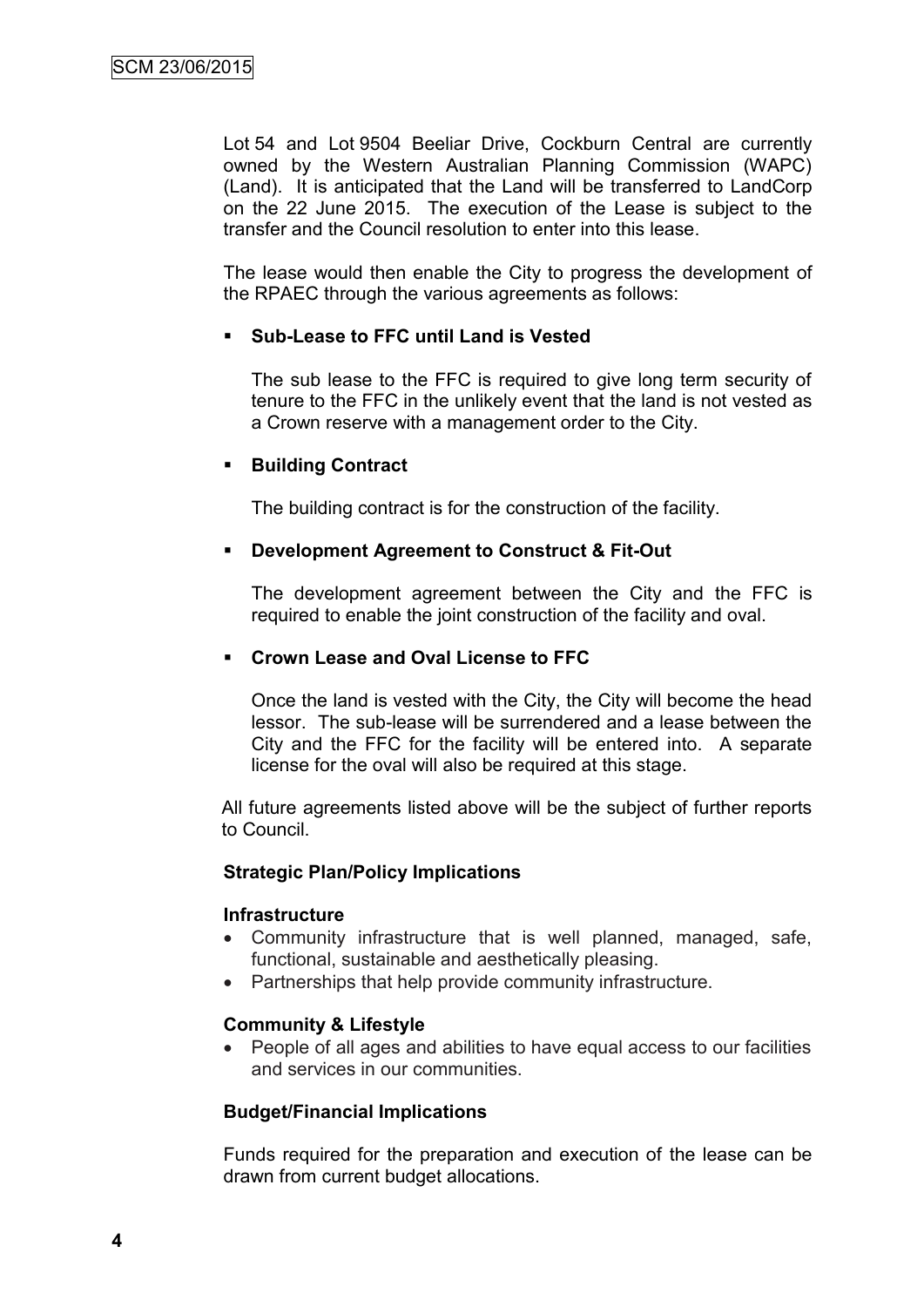Lot 54 and Lot 9504 Beeliar Drive, Cockburn Central are currently owned by the Western Australian Planning Commission (WAPC) (Land). It is anticipated that the Land will be transferred to LandCorp on the 22 June 2015. The execution of the Lease is subject to the transfer and the Council resolution to enter into this lease.

The lease would then enable the City to progress the development of the RPAEC through the various agreements as follows:

- **Sub-Lease to FFC until Land is Vested**

  The sub lease to the FFC is required to give long term security of tenure to the FFC in the unlikely event that the land is not vested as a Crown reserve with a management order to the City.

- **Building Contract**

  The building contract is for the construction of the facility.

- **Development Agreement to Construct & Fit-Out**

  The development agreement between the City and the FFC is required to enable the joint construction of the facility and oval.

- **Crown Lease and Oval License to FFC**

  Once the land is vested with the City, the City will become the head lessor. The sub-lease will be surrendered and a lease between the City and the FFC for the facility will be entered into. A separate license for the oval will also be required at this stage.

All future agreements listed above will be the subject of further reports to Council.

**Strategic Plan/Policy Implications**

**Infrastructure**

- Community infrastructure that is well planned, managed, safe, functional, sustainable and aesthetically pleasing.
- Partnerships that help provide community infrastructure.

**Community & Lifestyle**

- People of all ages and abilities to have equal access to our facilities and services in our communities.

**Budget/Financial Implications**

Funds required for the preparation and execution of the lease can be drawn from current budget allocations.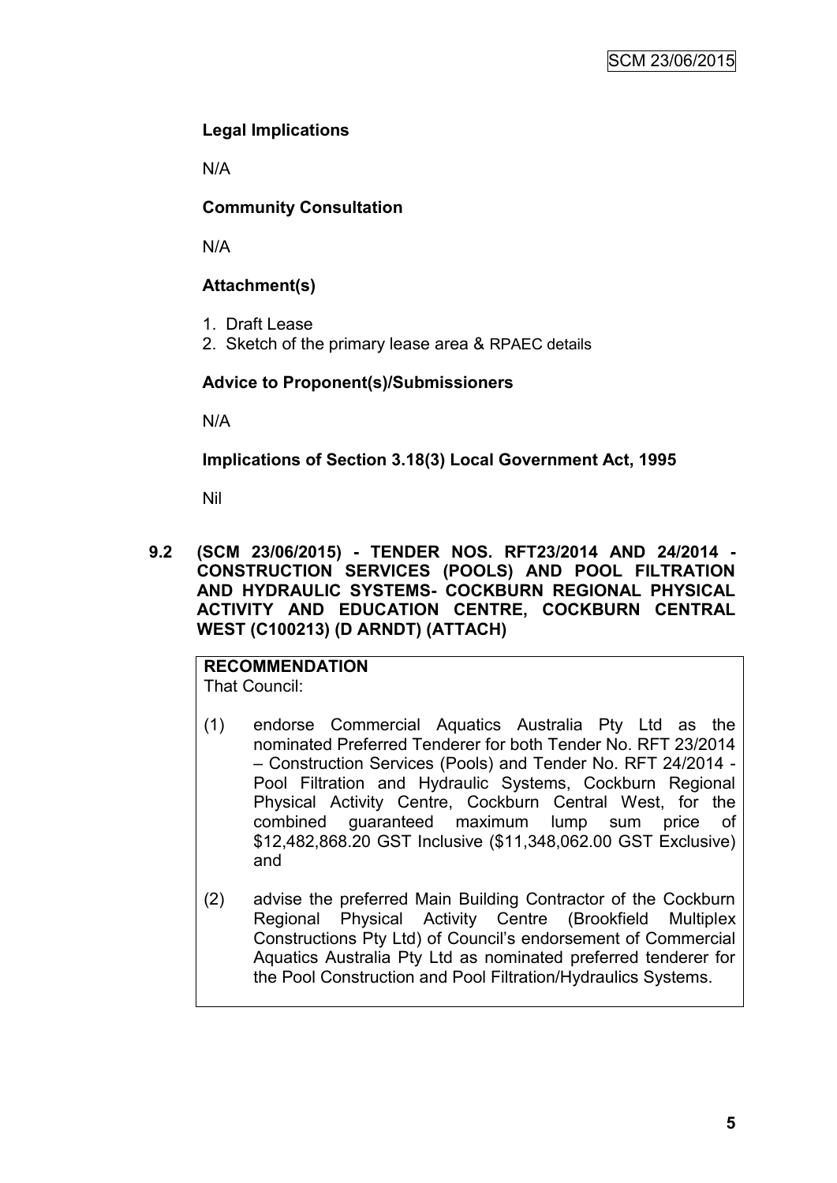**Legal Implications**

N/A

**Community Consultation**

N/A

**Attachment(s)**

1. Draft Lease
2. Sketch of the primary lease area & RPAEC details

**Advice to Proponent(s)/Submissioners**

N/A

**Implications of Section 3.18(3) Local Government Act, 1995**

Nil

**9.2 (SCM 23/06/2015) - TENDER NOS. RFT23/2014 AND 24/2014 - CONSTRUCTION SERVICES (POOLS) AND POOL FILTRATION AND HYDRAULIC SYSTEMS- COCKBURN REGIONAL PHYSICAL ACTIVITY AND EDUCATION CENTRE, COCKBURN CENTRAL WEST (C100213) (D ARNDT) (ATTACH)**

**RECOMMENDATION**
That Council:

(1) endorse Commercial Aquatics Australia Pty Ltd as the nominated Preferred Tenderer for both Tender No. RFT 23/2014 – Construction Services (Pools) and Tender No. RFT 24/2014 - Pool Filtration and Hydraulic Systems, Cockburn Regional Physical Activity Centre, Cockburn Central West, for the combined guaranteed maximum lump sum price of $12,482,868.20 GST Inclusive ($11,348,062.00 GST Exclusive) and

(2) advise the preferred Main Building Contractor of the Cockburn Regional Physical Activity Centre (Brookfield Multiplex Constructions Pty Ltd) of Council's endorsement of Commercial Aquatics Australia Pty Ltd as nominated preferred tenderer for the Pool Construction and Pool Filtration/Hydraulics Systems.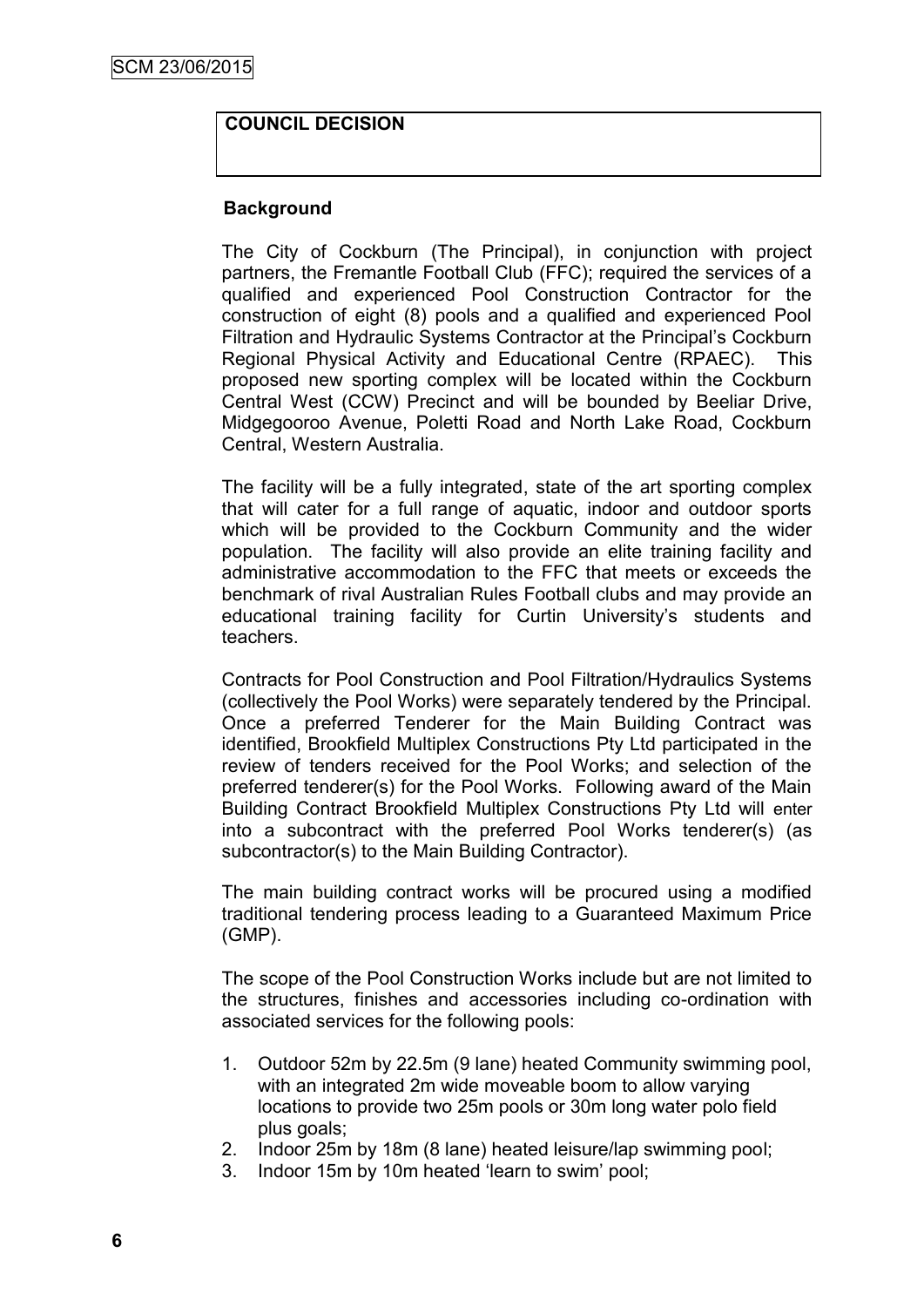**COUNCIL DECISION**

**Background**

The City of Cockburn (The Principal), in conjunction with project partners, the Fremantle Football Club (FFC); required the services of a qualified and experienced Pool Construction Contractor for the construction of eight (8) pools and a qualified and experienced Pool Filtration and Hydraulic Systems Contractor at the Principal's Cockburn Regional Physical Activity and Educational Centre (RPAEC). This proposed new sporting complex will be located within the Cockburn Central West (CCW) Precinct and will be bounded by Beeliar Drive, Midgegooroo Avenue, Poletti Road and North Lake Road, Cockburn Central, Western Australia.

The facility will be a fully integrated, state of the art sporting complex that will cater for a full range of aquatic, indoor and outdoor sports which will be provided to the Cockburn Community and the wider population. The facility will also provide an elite training facility and administrative accommodation to the FFC that meets or exceeds the benchmark of rival Australian Rules Football clubs and may provide an educational training facility for Curtin University's students and teachers.

Contracts for Pool Construction and Pool Filtration/Hydraulics Systems (collectively the Pool Works) were separately tendered by the Principal. Once a preferred Tenderer for the Main Building Contract was identified, Brookfield Multiplex Constructions Pty Ltd participated in the review of tenders received for the Pool Works; and selection of the preferred tenderer(s) for the Pool Works. Following award of the Main Building Contract Brookfield Multiplex Constructions Pty Ltd will enter into a subcontract with the preferred Pool Works tenderer(s) (as subcontractor(s) to the Main Building Contractor).

The main building contract works will be procured using a modified traditional tendering process leading to a Guaranteed Maximum Price (GMP).

The scope of the Pool Construction Works include but are not limited to the structures, finishes and accessories including co-ordination with associated services for the following pools:

1. Outdoor 52m by 22.5m (9 lane) heated Community swimming pool, with an integrated 2m wide moveable boom to allow varying locations to provide two 25m pools or 30m long water polo field plus goals;
2. Indoor 25m by 18m (8 lane) heated leisure/lap swimming pool;
3. Indoor 15m by 10m heated 'learn to swim' pool;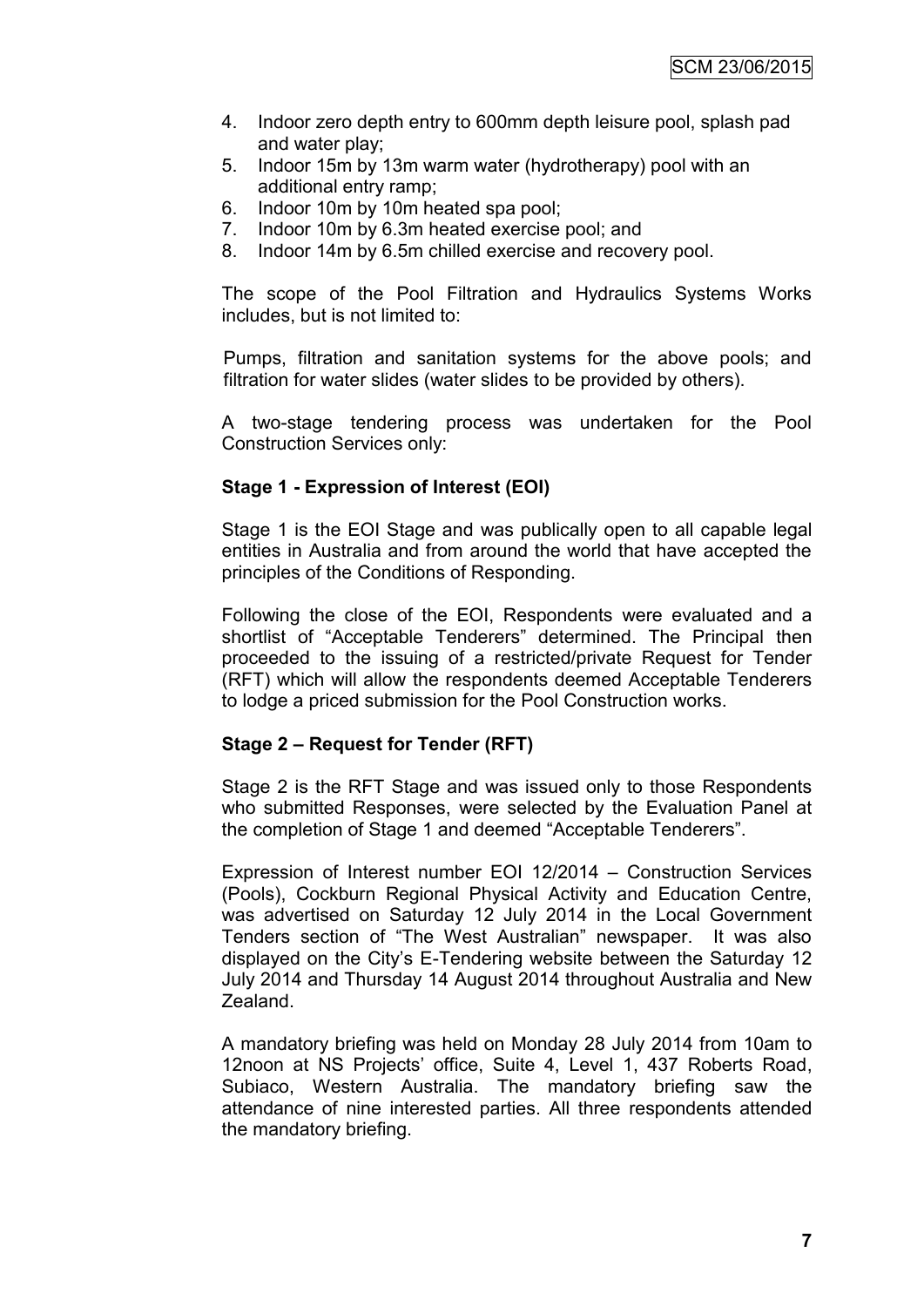4. Indoor zero depth entry to 600mm depth leisure pool, splash pad and water play;
5. Indoor 15m by 13m warm water (hydrotherapy) pool with an additional entry ramp;
6. Indoor 10m by 10m heated spa pool;
7. Indoor 10m by 6.3m heated exercise pool; and
8. Indoor 14m by 6.5m chilled exercise and recovery pool.

The scope of the Pool Filtration and Hydraulics Systems Works includes, but is not limited to:

Pumps, filtration and sanitation systems for the above pools; and filtration for water slides (water slides to be provided by others).

A two-stage tendering process was undertaken for the Pool Construction Services only:

**Stage 1 - Expression of Interest (EOI)**

Stage 1 is the EOI Stage and was publically open to all capable legal entities in Australia and from around the world that have accepted the principles of the Conditions of Responding.

Following the close of the EOI, Respondents were evaluated and a shortlist of "Acceptable Tenderers" determined. The Principal then proceeded to the issuing of a restricted/private Request for Tender (RFT) which will allow the respondents deemed Acceptable Tenderers to lodge a priced submission for the Pool Construction works.

**Stage 2 – Request for Tender (RFT)**

Stage 2 is the RFT Stage and was issued only to those Respondents who submitted Responses, were selected by the Evaluation Panel at the completion of Stage 1 and deemed "Acceptable Tenderers".

Expression of Interest number EOI 12/2014 – Construction Services (Pools), Cockburn Regional Physical Activity and Education Centre, was advertised on Saturday 12 July 2014 in the Local Government Tenders section of "The West Australian" newspaper. It was also displayed on the City's E-Tendering website between the Saturday 12 July 2014 and Thursday 14 August 2014 throughout Australia and New Zealand.

A mandatory briefing was held on Monday 28 July 2014 from 10am to 12noon at NS Projects' office, Suite 4, Level 1, 437 Roberts Road, Subiaco, Western Australia. The mandatory briefing saw the attendance of nine interested parties. All three respondents attended the mandatory briefing.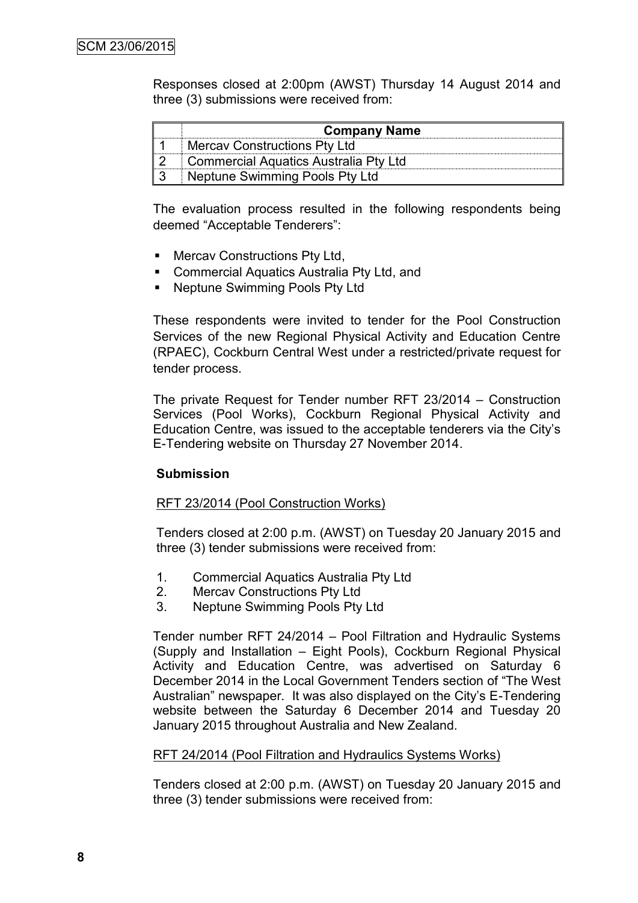Responses closed at 2:00pm (AWST) Thursday 14 August 2014 and three (3) submissions were received from:

| | Company Name |
|---|---|
| 1 | Mercav Constructions Pty Ltd |
| 2 | Commercial Aquatics Australia Pty Ltd |
| 3 | Neptune Swimming Pools Pty Ltd |

The evaluation process resulted in the following respondents being deemed "Acceptable Tenderers":

- Mercav Constructions Pty Ltd,
- Commercial Aquatics Australia Pty Ltd, and
- Neptune Swimming Pools Pty Ltd

These respondents were invited to tender for the Pool Construction Services of the new Regional Physical Activity and Education Centre (RPAEC), Cockburn Central West under a restricted/private request for tender process.

The private Request for Tender number RFT 23/2014 – Construction Services (Pool Works), Cockburn Regional Physical Activity and Education Centre, was issued to the acceptable tenderers via the City's E-Tendering website on Thursday 27 November 2014.

**Submission**

RFT 23/2014 (Pool Construction Works)

Tenders closed at 2:00 p.m. (AWST) on Tuesday 20 January 2015 and three (3) tender submissions were received from:

1. Commercial Aquatics Australia Pty Ltd
2. Mercav Constructions Pty Ltd
3. Neptune Swimming Pools Pty Ltd

Tender number RFT 24/2014 – Pool Filtration and Hydraulic Systems (Supply and Installation – Eight Pools), Cockburn Regional Physical Activity and Education Centre, was advertised on Saturday 6 December 2014 in the Local Government Tenders section of "The West Australian" newspaper. It was also displayed on the City's E-Tendering website between the Saturday 6 December 2014 and Tuesday 20 January 2015 throughout Australia and New Zealand.

RFT 24/2014 (Pool Filtration and Hydraulics Systems Works)

Tenders closed at 2:00 p.m. (AWST) on Tuesday 20 January 2015 and three (3) tender submissions were received from: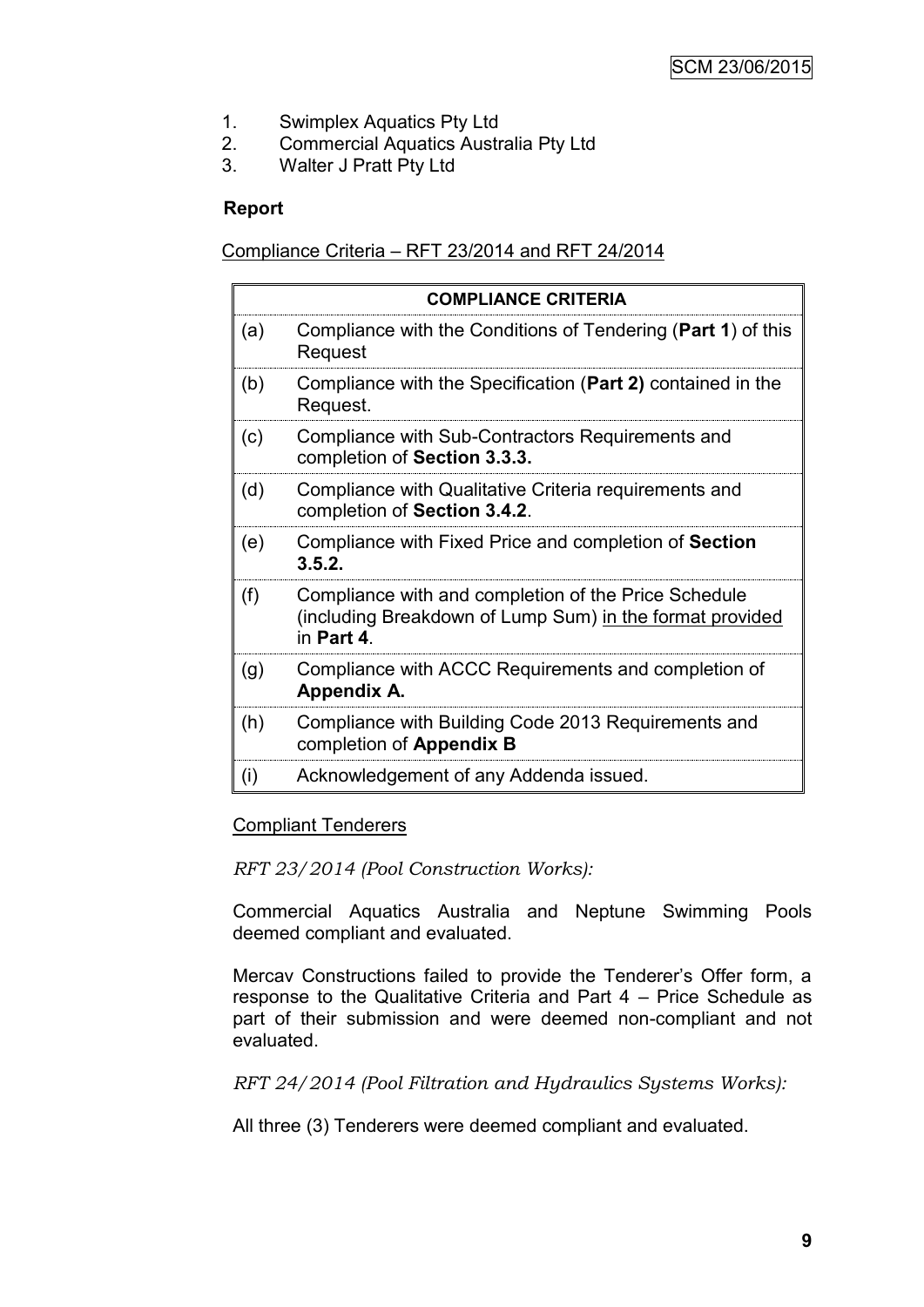1. Swimplex Aquatics Pty Ltd
2. Commercial Aquatics Australia Pty Ltd
3. Walter J Pratt Pty Ltd

**Report**

Compliance Criteria – RFT 23/2014 and RFT 24/2014

| COMPLIANCE CRITERIA | |
|---|---|
| (a) | Compliance with the Conditions of Tendering (**Part 1**) of this Request |
| (b) | Compliance with the Specification (**Part 2)** contained in the Request. |
| (c) | Compliance with Sub-Contractors Requirements and completion of **Section 3.3.3.** |
| (d) | Compliance with Qualitative Criteria requirements and completion of **Section 3.4.2**. |
| (e) | Compliance with Fixed Price and completion of **Section 3.5.2.** |
| (f) | Compliance with and completion of the Price Schedule (including Breakdown of Lump Sum) in the format provided in **Part 4**. |
| (g) | Compliance with ACCC Requirements and completion of **Appendix A.** |
| (h) | Compliance with Building Code 2013 Requirements and completion of **Appendix B** |
| (i) | Acknowledgement of any Addenda issued. |

Compliant Tenderers

*RFT 23/2014 (Pool Construction Works):*

Commercial Aquatics Australia and Neptune Swimming Pools deemed compliant and evaluated.

Mercav Constructions failed to provide the Tenderer's Offer form, a response to the Qualitative Criteria and Part 4 – Price Schedule as part of their submission and were deemed non-compliant and not evaluated.

*RFT 24/2014 (Pool Filtration and Hydraulics Systems Works):*

All three (3) Tenderers were deemed compliant and evaluated.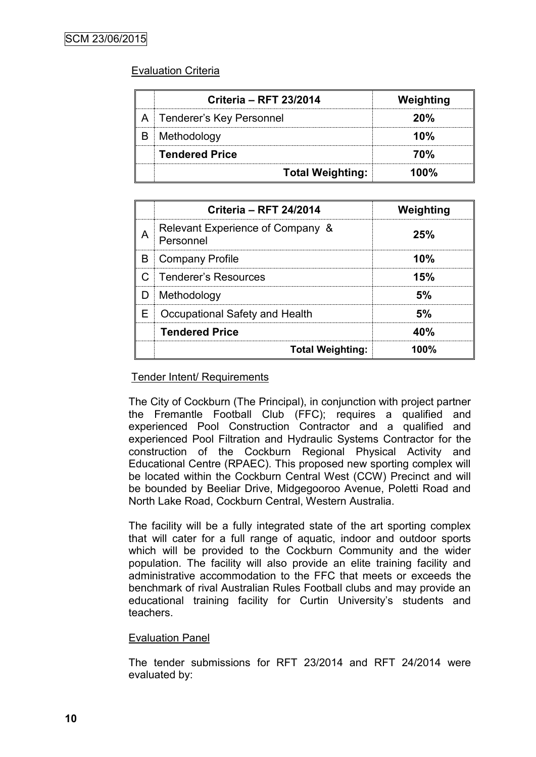Evaluation Criteria

| | Criteria – RFT 23/2014 | Weighting |
|---|---|---|
| A | Tenderer's Key Personnel | **20%** |
| B | Methodology | **10%** |
| | **Tendered Price** | **70%** |
| | **Total Weighting:** | **100%** |

| | Criteria – RFT 24/2014 | Weighting |
|---|---|---|
| A | Relevant Experience of Company & Personnel | **25%** |
| B | Company Profile | **10%** |
| C | Tenderer's Resources | **15%** |
| D | Methodology | **5%** |
| E | Occupational Safety and Health | **5%** |
| | **Tendered Price** | **40%** |
| | **Total Weighting:** | **100%** |

Tender Intent/ Requirements

The City of Cockburn (The Principal), in conjunction with project partner the Fremantle Football Club (FFC); requires a qualified and experienced Pool Construction Contractor and a qualified and experienced Pool Filtration and Hydraulic Systems Contractor for the construction of the Cockburn Regional Physical Activity and Educational Centre (RPAEC). This proposed new sporting complex will be located within the Cockburn Central West (CCW) Precinct and will be bounded by Beeliar Drive, Midgegooroo Avenue, Poletti Road and North Lake Road, Cockburn Central, Western Australia.

The facility will be a fully integrated state of the art sporting complex that will cater for a full range of aquatic, indoor and outdoor sports which will be provided to the Cockburn Community and the wider population. The facility will also provide an elite training facility and administrative accommodation to the FFC that meets or exceeds the benchmark of rival Australian Rules Football clubs and may provide an educational training facility for Curtin University's students and teachers.

Evaluation Panel

The tender submissions for RFT 23/2014 and RFT 24/2014 were evaluated by: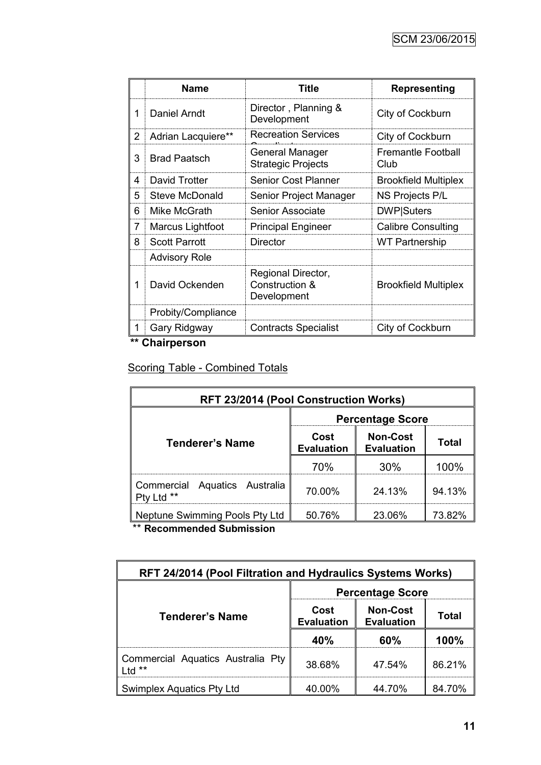| | Name | Title | Representing |
|---|---|---|---|
| 1 | Daniel Arndt | Director , Planning & Development | City of Cockburn |
| 2 | Adrian Lacquiere** | Recreation Services Consultant | City of Cockburn |
| 3 | Brad Paatsch | General Manager Strategic Projects | Fremantle Football Club |
| 4 | David Trotter | Senior Cost Planner | Brookfield Multiplex |
| 5 | Steve McDonald | Senior Project Manager | NS Projects P/L |
| 6 | Mike McGrath | Senior Associate | DWP\|Suters |
| 7 | Marcus Lightfoot | Principal Engineer | Calibre Consulting |
| 8 | Scott Parrott | Director | WT Partnership |
| | Advisory Role | | |
| 1 | David Ockenden | Regional Director, Construction & Development | Brookfield Multiplex |
| | Probity/Compliance | | |
| 1 | Gary Ridgway | Contracts Specialist | City of Cockburn |

**\*\* Chairperson**

Scoring Table - Combined Totals

| RFT 23/2014 (Pool Construction Works) | | | |
|---|---|---|---|
| Tenderer's Name | Percentage Score | | |
| | Cost Evaluation | Non-Cost Evaluation | Total |
| | 70% | 30% | 100% |
| Commercial Aquatics Australia Pty Ltd ** | 70.00% | 24.13% | 94.13% |
| Neptune Swimming Pools Pty Ltd | 50.76% | 23.06% | 73.82% |

** **Recommended Submission**

| RFT 24/2014 (Pool Filtration and Hydraulics Systems Works) | | | |
|---|---|---|---|
| Tenderer's Name | Percentage Score | | |
| | Cost Evaluation | Non-Cost Evaluation | Total |
| | **40%** | **60%** | **100%** |
| Commercial Aquatics Australia Pty Ltd ** | 38.68% | 47.54% | 86.21% |
| Swimplex Aquatics Pty Ltd | 40.00% | 44.70% | 84.70% |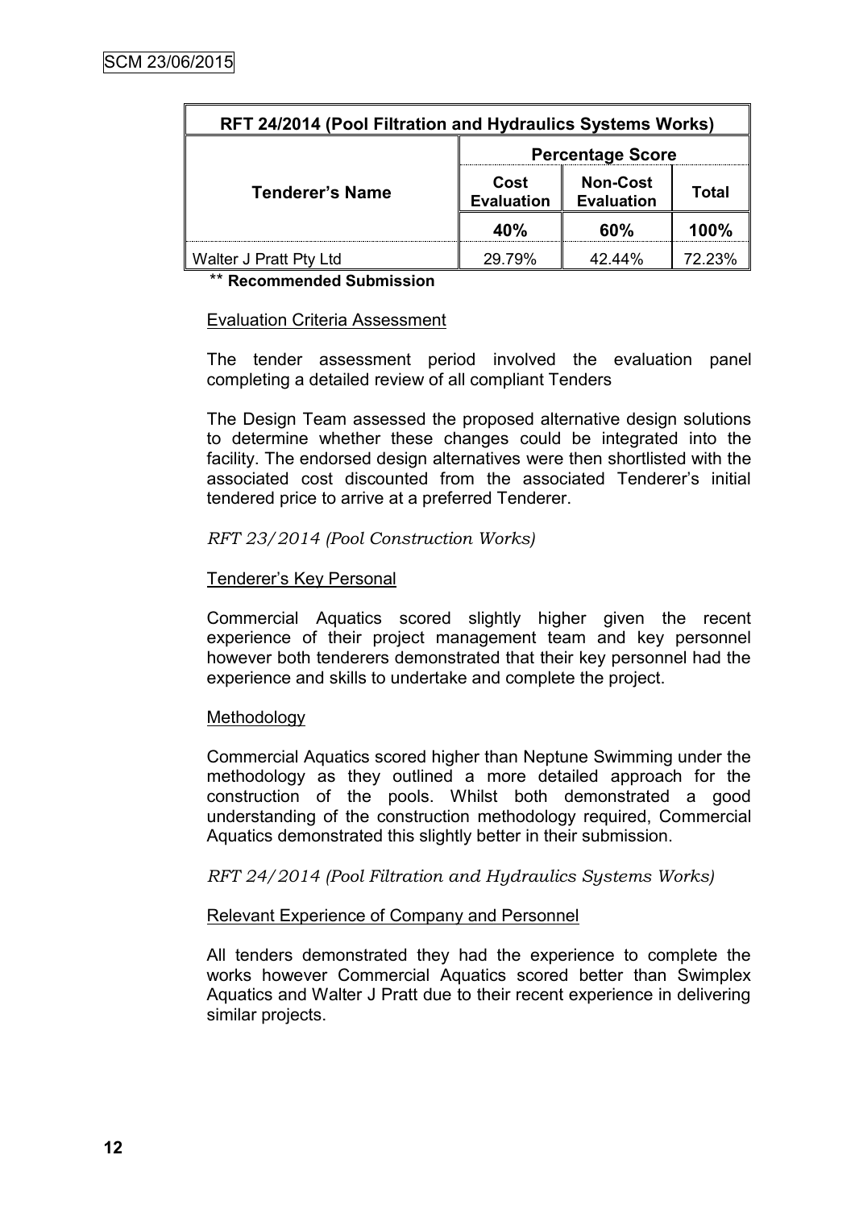| RFT 24/2014 (Pool Filtration and Hydraulics Systems Works) | | | |
|---|---|---|---|
| **Tenderer's Name** | **Percentage Score** | | |
| | **Cost Evaluation** | **Non-Cost Evaluation** | **Total** |
| | **40%** | **60%** | **100%** |
| Walter J Pratt Pty Ltd | 29.79% | 42.44% | 72.23% |

\*\* **Recommended Submission**

Evaluation Criteria Assessment

The tender assessment period involved the evaluation panel completing a detailed review of all compliant Tenders

The Design Team assessed the proposed alternative design solutions to determine whether these changes could be integrated into the facility. The endorsed design alternatives were then shortlisted with the associated cost discounted from the associated Tenderer's initial tendered price to arrive at a preferred Tenderer.

*RFT 23/2014 (Pool Construction Works)*

Tenderer's Key Personal

Commercial Aquatics scored slightly higher given the recent experience of their project management team and key personnel however both tenderers demonstrated that their key personnel had the experience and skills to undertake and complete the project.

Methodology

Commercial Aquatics scored higher than Neptune Swimming under the methodology as they outlined a more detailed approach for the construction of the pools. Whilst both demonstrated a good understanding of the construction methodology required, Commercial Aquatics demonstrated this slightly better in their submission.

*RFT 24/2014 (Pool Filtration and Hydraulics Systems Works)*

Relevant Experience of Company and Personnel

All tenders demonstrated they had the experience to complete the works however Commercial Aquatics scored better than Swimplex Aquatics and Walter J Pratt due to their recent experience in delivering similar projects.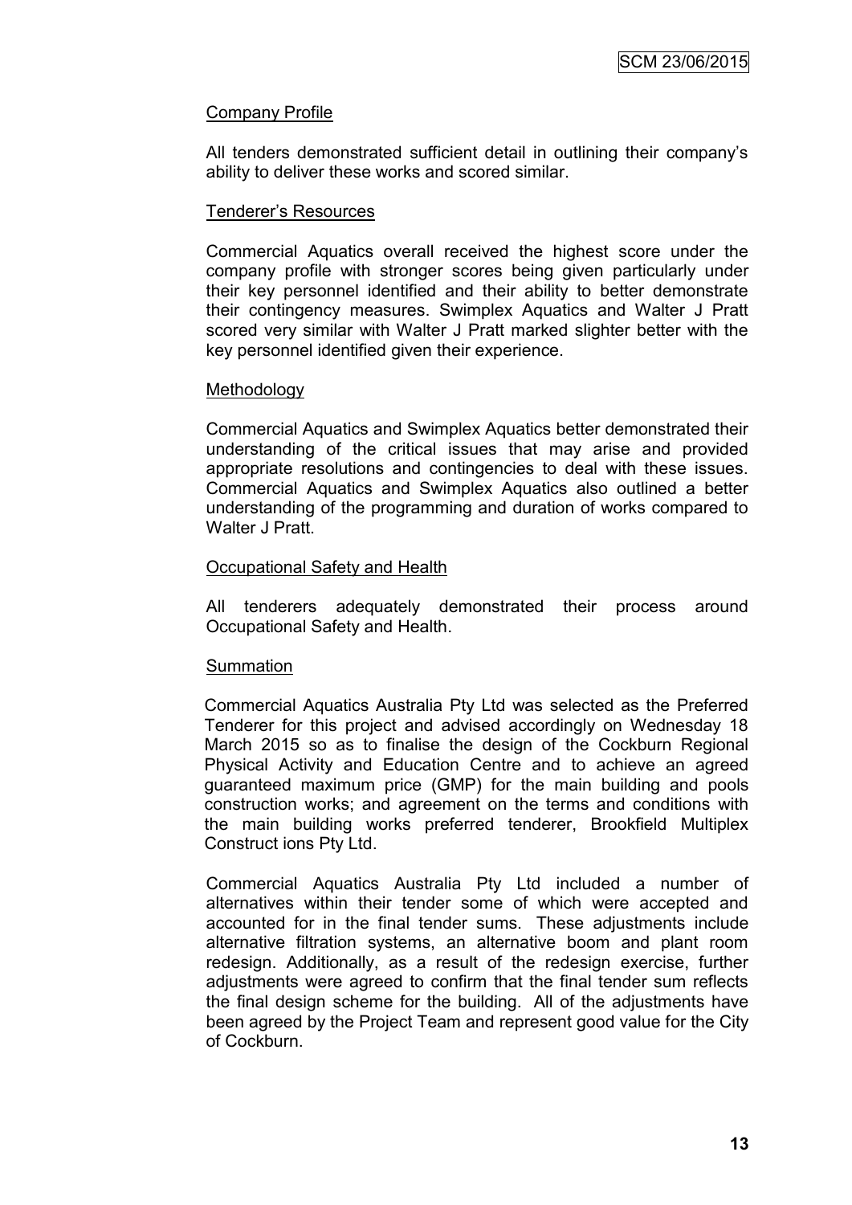Company Profile

All tenders demonstrated sufficient detail in outlining their company's ability to deliver these works and scored similar.

Tenderer's Resources

Commercial Aquatics overall received the highest score under the company profile with stronger scores being given particularly under their key personnel identified and their ability to better demonstrate their contingency measures. Swimplex Aquatics and Walter J Pratt scored very similar with Walter J Pratt marked slighter better with the key personnel identified given their experience.

Methodology

Commercial Aquatics and Swimplex Aquatics better demonstrated their understanding of the critical issues that may arise and provided appropriate resolutions and contingencies to deal with these issues. Commercial Aquatics and Swimplex Aquatics also outlined a better understanding of the programming and duration of works compared to Walter J Pratt.

Occupational Safety and Health

All tenderers adequately demonstrated their process around Occupational Safety and Health.

Summation

Commercial Aquatics Australia Pty Ltd was selected as the Preferred Tenderer for this project and advised accordingly on Wednesday 18 March 2015 so as to finalise the design of the Cockburn Regional Physical Activity and Education Centre and to achieve an agreed guaranteed maximum price (GMP) for the main building and pools construction works; and agreement on the terms and conditions with the main building works preferred tenderer, Brookfield Multiplex Construct ions Pty Ltd.

Commercial Aquatics Australia Pty Ltd included a number of alternatives within their tender some of which were accepted and accounted for in the final tender sums. These adjustments include alternative filtration systems, an alternative boom and plant room redesign. Additionally, as a result of the redesign exercise, further adjustments were agreed to confirm that the final tender sum reflects the final design scheme for the building. All of the adjustments have been agreed by the Project Team and represent good value for the City of Cockburn.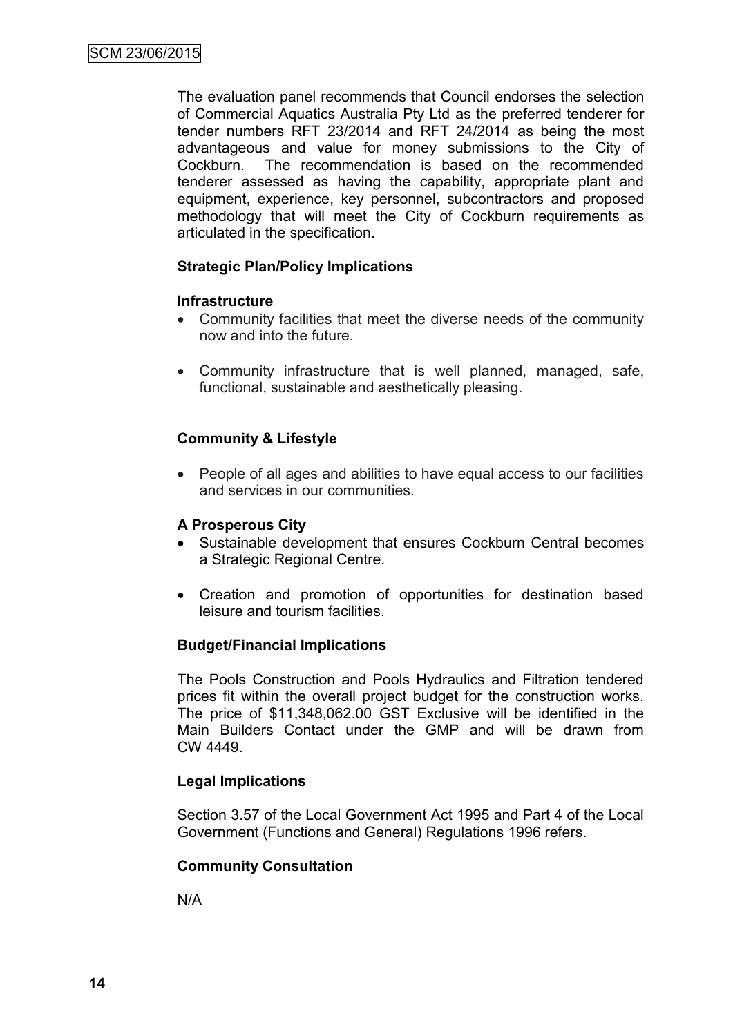The evaluation panel recommends that Council endorses the selection of Commercial Aquatics Australia Pty Ltd as the preferred tenderer for tender numbers RFT 23/2014 and RFT 24/2014 as being the most advantageous and value for money submissions to the City of Cockburn. The recommendation is based on the recommended tenderer assessed as having the capability, appropriate plant and equipment, experience, key personnel, subcontractors and proposed methodology that will meet the City of Cockburn requirements as articulated in the specification.

**Strategic Plan/Policy Implications**

**Infrastructure**

- Community facilities that meet the diverse needs of the community now and into the future.
- Community infrastructure that is well planned, managed, safe, functional, sustainable and aesthetically pleasing.

**Community & Lifestyle**

- People of all ages and abilities to have equal access to our facilities and services in our communities.

**A Prosperous City**

- Sustainable development that ensures Cockburn Central becomes a Strategic Regional Centre.
- Creation and promotion of opportunities for destination based leisure and tourism facilities.

**Budget/Financial Implications**

The Pools Construction and Pools Hydraulics and Filtration tendered prices fit within the overall project budget for the construction works. The price of $11,348,062.00 GST Exclusive will be identified in the Main Builders Contact under the GMP and will be drawn from CW 4449.

**Legal Implications**

Section 3.57 of the Local Government Act 1995 and Part 4 of the Local Government (Functions and General) Regulations 1996 refers.

**Community Consultation**

N/A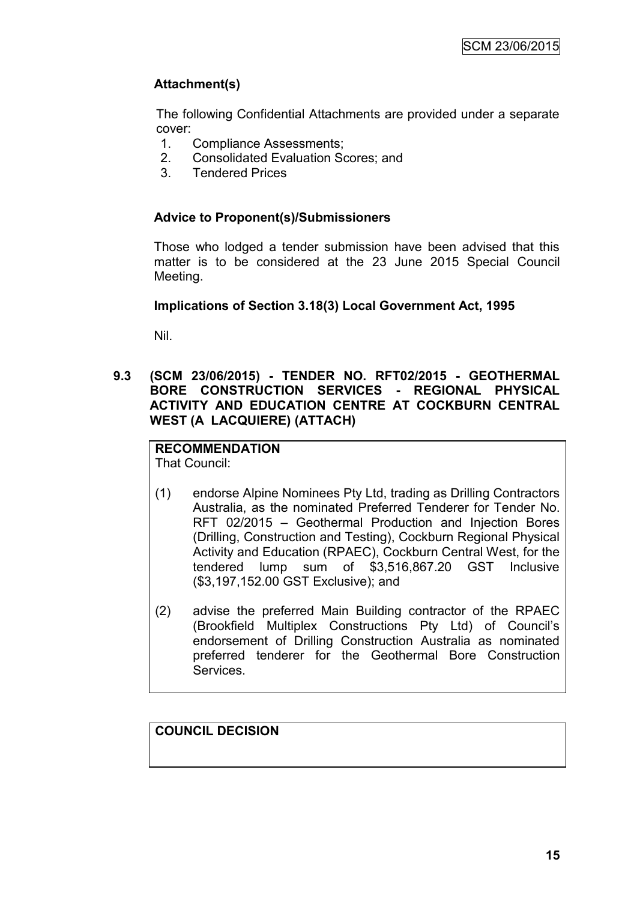**Attachment(s)**

The following Confidential Attachments are provided under a separate cover:

1. Compliance Assessments;
2. Consolidated Evaluation Scores; and
3. Tendered Prices

**Advice to Proponent(s)/Submissioners**

Those who lodged a tender submission have been advised that this matter is to be considered at the 23 June 2015 Special Council Meeting.

**Implications of Section 3.18(3) Local Government Act, 1995**

Nil.

## 9.3 (SCM 23/06/2015) - TENDER NO. RFT02/2015 - GEOTHERMAL BORE CONSTRUCTION SERVICES - REGIONAL PHYSICAL ACTIVITY AND EDUCATION CENTRE AT COCKBURN CENTRAL WEST (A LACQUIERE) (ATTACH)

**RECOMMENDATION**
That Council:

(1) endorse Alpine Nominees Pty Ltd, trading as Drilling Contractors Australia, as the nominated Preferred Tenderer for Tender No. RFT 02/2015 – Geothermal Production and Injection Bores (Drilling, Construction and Testing), Cockburn Regional Physical Activity and Education (RPAEC), Cockburn Central West, for the tendered lump sum of $3,516,867.20 GST Inclusive ($3,197,152.00 GST Exclusive); and

(2) advise the preferred Main Building contractor of the RPAEC (Brookfield Multiplex Constructions Pty Ltd) of Council's endorsement of Drilling Construction Australia as nominated preferred tenderer for the Geothermal Bore Construction Services.

**COUNCIL DECISION**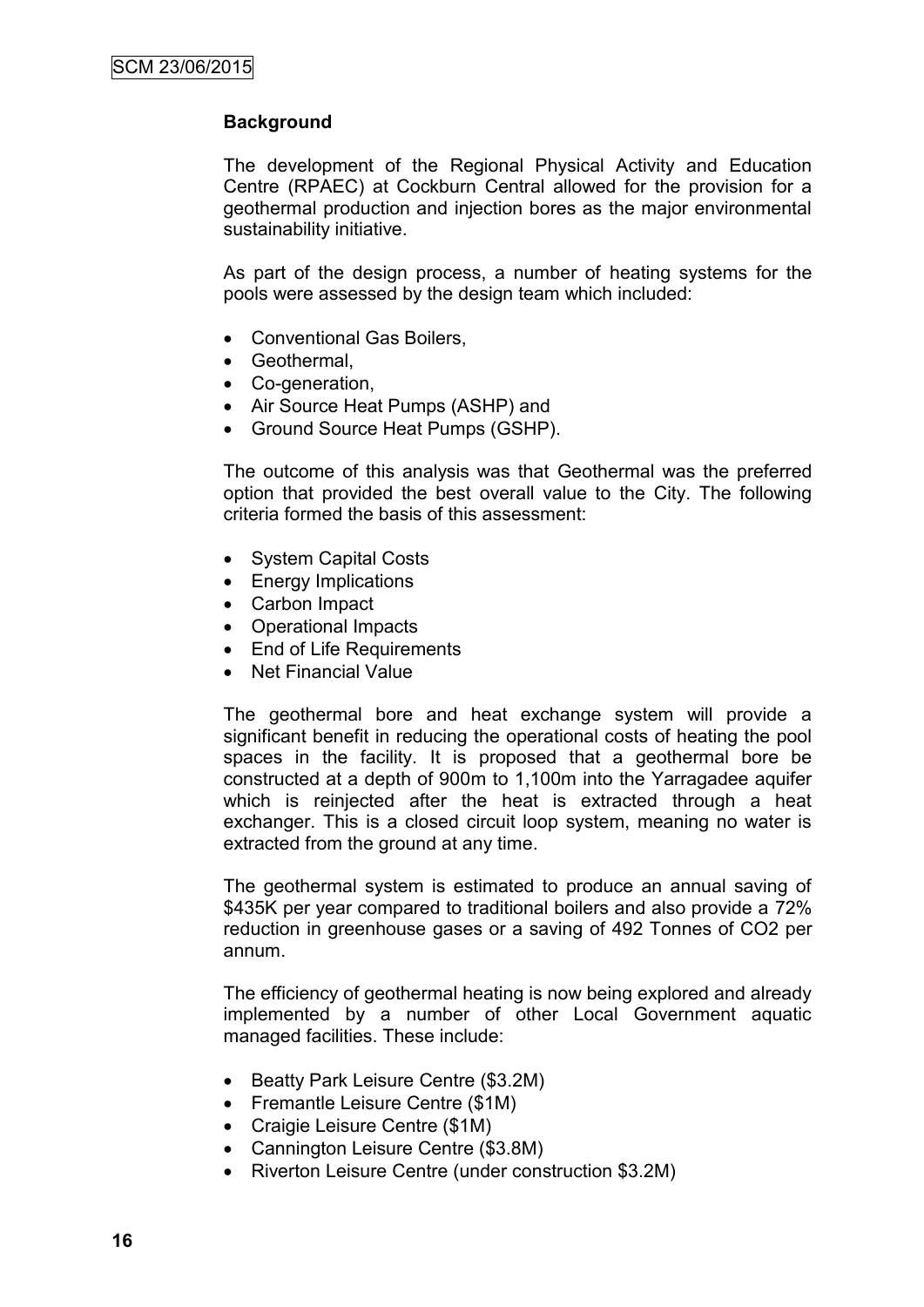**Background**

The development of the Regional Physical Activity and Education Centre (RPAEC) at Cockburn Central allowed for the provision for a geothermal production and injection bores as the major environmental sustainability initiative.

As part of the design process, a number of heating systems for the pools were assessed by the design team which included:

- Conventional Gas Boilers,
- Geothermal,
- Co-generation,
- Air Source Heat Pumps (ASHP) and
- Ground Source Heat Pumps (GSHP).

The outcome of this analysis was that Geothermal was the preferred option that provided the best overall value to the City. The following criteria formed the basis of this assessment:

- System Capital Costs
- Energy Implications
- Carbon Impact
- Operational Impacts
- End of Life Requirements
- Net Financial Value

The geothermal bore and heat exchange system will provide a significant benefit in reducing the operational costs of heating the pool spaces in the facility. It is proposed that a geothermal bore be constructed at a depth of 900m to 1,100m into the Yarragadee aquifer which is reinjected after the heat is extracted through a heat exchanger. This is a closed circuit loop system, meaning no water is extracted from the ground at any time.

The geothermal system is estimated to produce an annual saving of \$435K per year compared to traditional boilers and also provide a 72% reduction in greenhouse gases or a saving of 492 Tonnes of $CO_2$ per annum.

The efficiency of geothermal heating is now being explored and already implemented by a number of other Local Government aquatic managed facilities. These include:

- Beatty Park Leisure Centre (\$3.2M)
- Fremantle Leisure Centre (\$1M)
- Craigie Leisure Centre (\$1M)
- Cannington Leisure Centre (\$3.8M)
- Riverton Leisure Centre (under construction \$3.2M)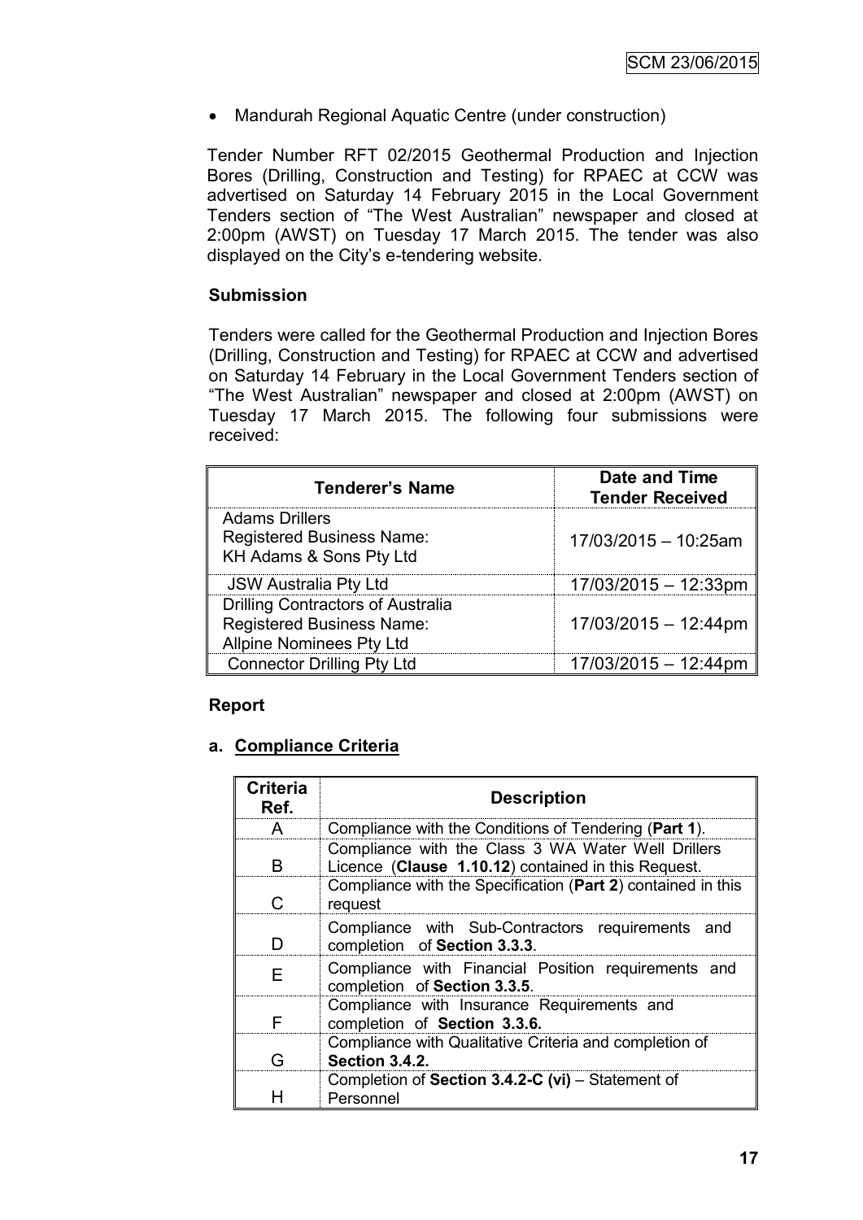- Mandurah Regional Aquatic Centre (under construction)

Tender Number RFT 02/2015 Geothermal Production and Injection Bores (Drilling, Construction and Testing) for RPAEC at CCW was advertised on Saturday 14 February 2015 in the Local Government Tenders section of "The West Australian" newspaper and closed at 2:00pm (AWST) on Tuesday 17 March 2015. The tender was also displayed on the City's e-tendering website.

**Submission**

Tenders were called for the Geothermal Production and Injection Bores (Drilling, Construction and Testing) for RPAEC at CCW and advertised on Saturday 14 February in the Local Government Tenders section of "The West Australian" newspaper and closed at 2:00pm (AWST) on Tuesday 17 March 2015. The following four submissions were received:

| Tenderer's Name | Date and Time Tender Received |
|---|---|
| Adams Drillers<br>Registered Business Name:<br>KH Adams & Sons Pty Ltd | 17/03/2015 – 10:25am |
| JSW Australia Pty Ltd | 17/03/2015 – 12:33pm |
| Drilling Contractors of Australia<br>Registered Business Name:<br>Allpine Nominees Pty Ltd | 17/03/2015 – 12:44pm |
| Connector Drilling Pty Ltd | 17/03/2015 – 12:44pm |

**Report**

**a. Compliance Criteria**

| Criteria Ref. | Description |
|---|---|
| A | Compliance with the Conditions of Tendering (**Part 1**). |
| B | Compliance with the Class 3 WA Water Well Drillers Licence (**Clause 1.10.12**) contained in this Request. |
| C | Compliance with the Specification (**Part 2**) contained in this request |
| D | Compliance with Sub-Contractors requirements and completion of **Section 3.3.3**. |
| E | Compliance with Financial Position requirements and completion of **Section 3.3.5**. |
| F | Compliance with Insurance Requirements and completion of **Section 3.3.6.** |
| G | Compliance with Qualitative Criteria and completion of **Section 3.4.2.** |
| H | Completion of **Section 3.4.2-C (vi)** – Statement of Personnel |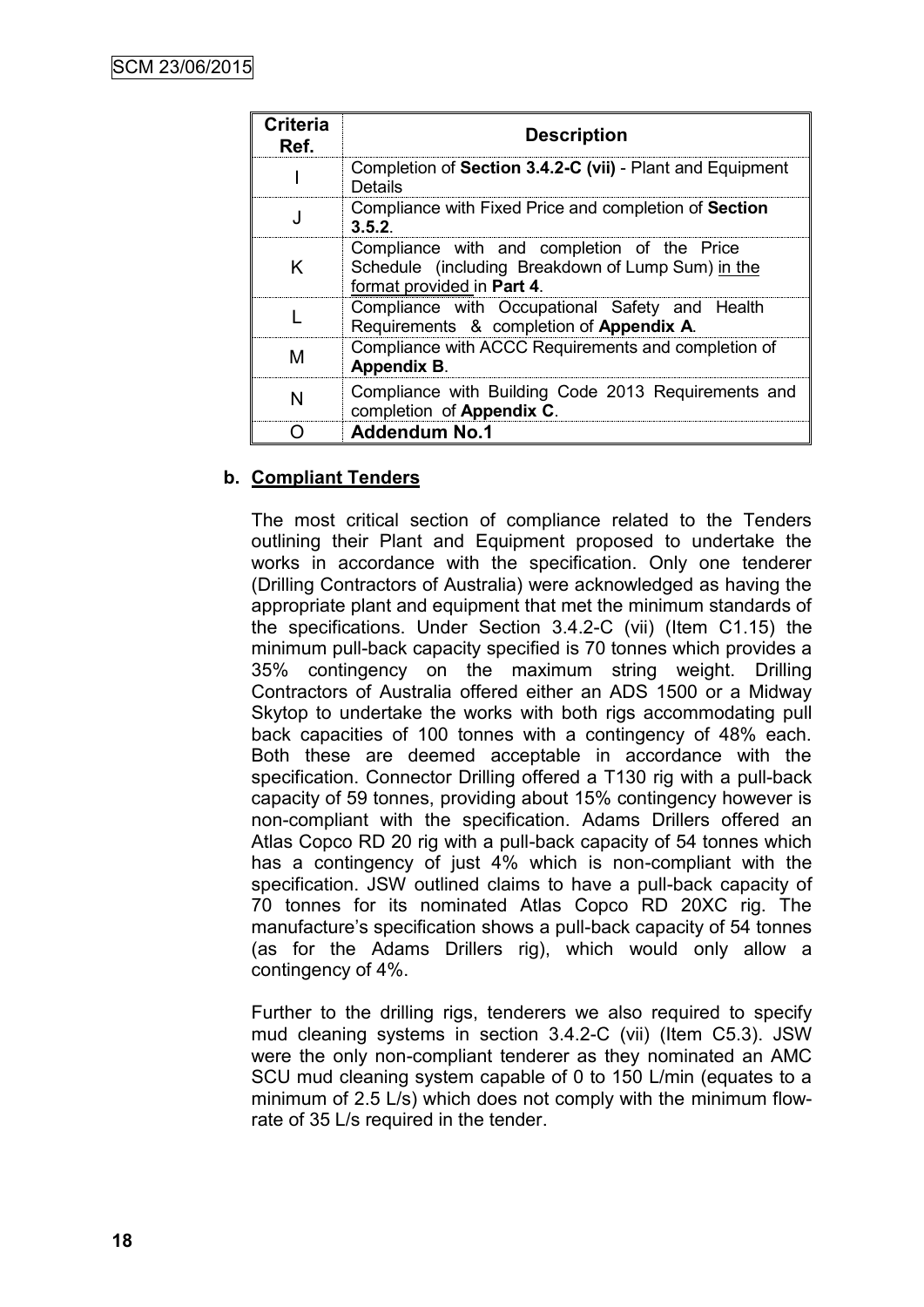| Criteria Ref. | Description |
|---|---|
| I | Completion of **Section 3.4.2-C (vii)** - Plant and Equipment Details |
| J | Compliance with Fixed Price and completion of **Section 3.5.2**. |
| K | Compliance with and completion of the Price Schedule (including Breakdown of Lump Sum) in the format provided in **Part 4**. |
| L | Compliance with Occupational Safety and Health Requirements & completion of **Appendix A**. |
| M | Compliance with ACCC Requirements and completion of **Appendix B**. |
| N | Compliance with Building Code 2013 Requirements and completion of **Appendix C**. |
| O | **Addendum No.1** |

**b. Compliant Tenders**

The most critical section of compliance related to the Tenders outlining their Plant and Equipment proposed to undertake the works in accordance with the specification. Only one tenderer (Drilling Contractors of Australia) were acknowledged as having the appropriate plant and equipment that met the minimum standards of the specifications. Under Section 3.4.2-C (vii) (Item C1.15) the minimum pull-back capacity specified is 70 tonnes which provides a 35% contingency on the maximum string weight. Drilling Contractors of Australia offered either an ADS 1500 or a Midway Skytop to undertake the works with both rigs accommodating pull back capacities of 100 tonnes with a contingency of 48% each. Both these are deemed acceptable in accordance with the specification. Connector Drilling offered a T130 rig with a pull-back capacity of 59 tonnes, providing about 15% contingency however is non-compliant with the specification. Adams Drillers offered an Atlas Copco RD 20 rig with a pull-back capacity of 54 tonnes which has a contingency of just 4% which is non-compliant with the specification. JSW outlined claims to have a pull-back capacity of 70 tonnes for its nominated Atlas Copco RD 20XC rig. The manufacture's specification shows a pull-back capacity of 54 tonnes (as for the Adams Drillers rig), which would only allow a contingency of 4%.

Further to the drilling rigs, tenderers we also required to specify mud cleaning systems in section 3.4.2-C (vii) (Item C5.3). JSW were the only non-compliant tenderer as they nominated an AMC SCU mud cleaning system capable of 0 to 150 L/min (equates to a minimum of 2.5 L/s) which does not comply with the minimum flow-rate of 35 L/s required in the tender.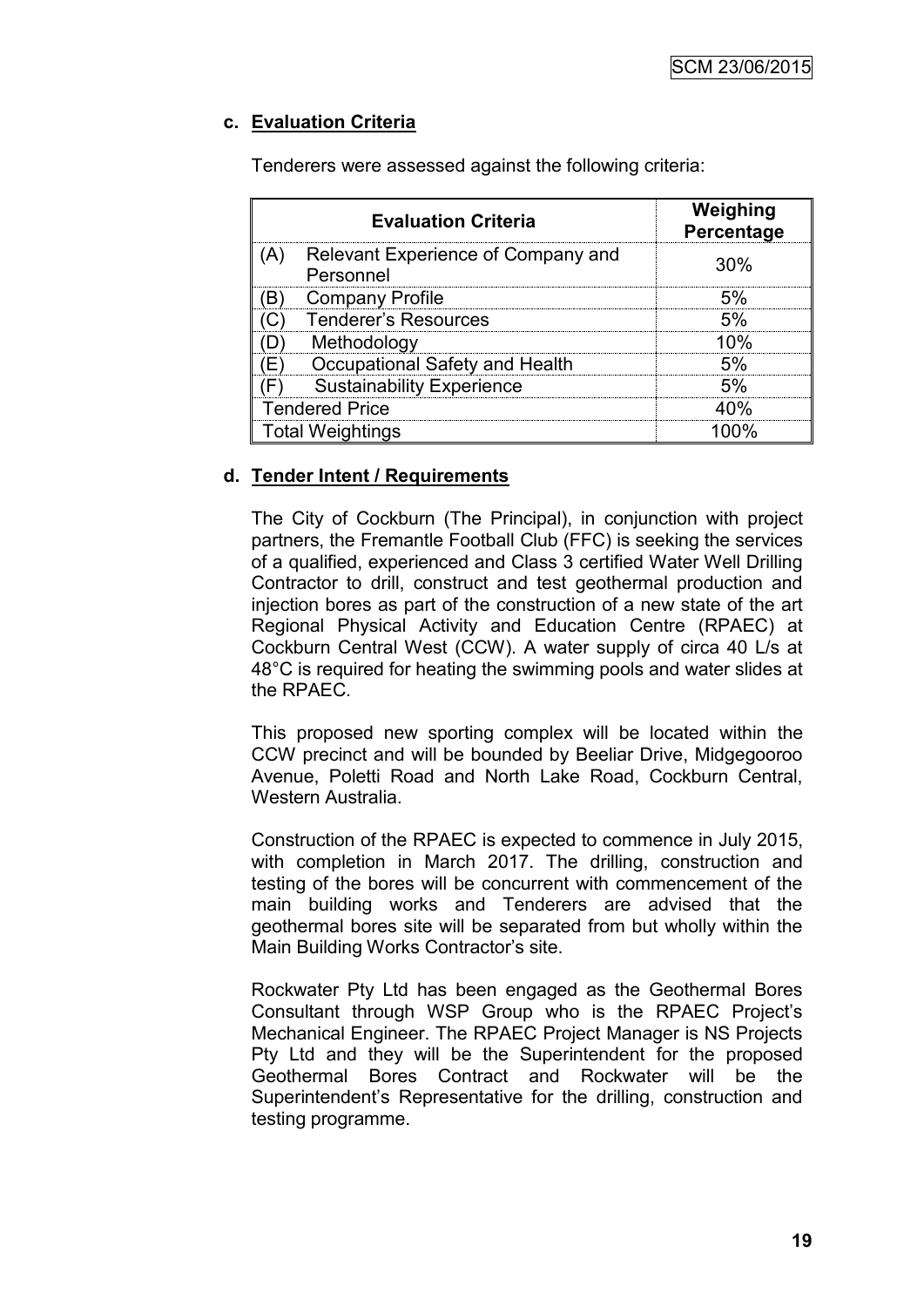**c. Evaluation Criteria**

Tenderers were assessed against the following criteria:

| Evaluation Criteria | Weighing Percentage |
|---|---|
| (A) Relevant Experience of Company and Personnel | 30% |
| (B) Company Profile | 5% |
| (C) Tenderer's Resources | 5% |
| (D) Methodology | 10% |
| (E) Occupational Safety and Health | 5% |
| (F) Sustainability Experience | 5% |
| Tendered Price | 40% |
| Total Weightings | 100% |

**d. Tender Intent / Requirements**

The City of Cockburn (The Principal), in conjunction with project partners, the Fremantle Football Club (FFC) is seeking the services of a qualified, experienced and Class 3 certified Water Well Drilling Contractor to drill, construct and test geothermal production and injection bores as part of the construction of a new state of the art Regional Physical Activity and Education Centre (RPAEC) at Cockburn Central West (CCW). A water supply of circa 40 L/s at 48°C is required for heating the swimming pools and water slides at the RPAEC.

This proposed new sporting complex will be located within the CCW precinct and will be bounded by Beeliar Drive, Midgegooroo Avenue, Poletti Road and North Lake Road, Cockburn Central, Western Australia.

Construction of the RPAEC is expected to commence in July 2015, with completion in March 2017. The drilling, construction and testing of the bores will be concurrent with commencement of the main building works and Tenderers are advised that the geothermal bores site will be separated from but wholly within the Main Building Works Contractor's site.

Rockwater Pty Ltd has been engaged as the Geothermal Bores Consultant through WSP Group who is the RPAEC Project's Mechanical Engineer. The RPAEC Project Manager is NS Projects Pty Ltd and they will be the Superintendent for the proposed Geothermal Bores Contract and Rockwater will be the Superintendent's Representative for the drilling, construction and testing programme.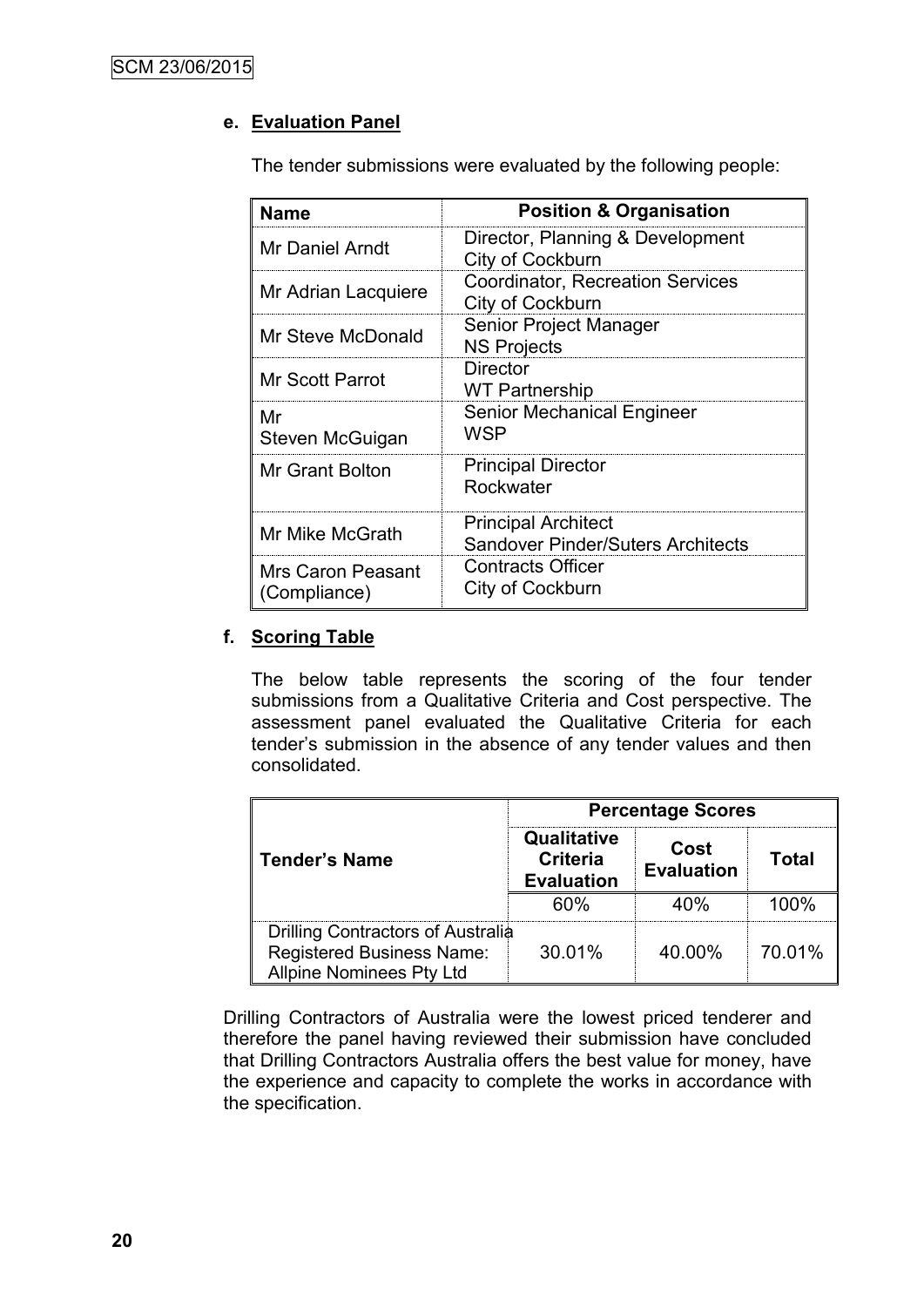**e. Evaluation Panel**

The tender submissions were evaluated by the following people:

| Name | Position & Organisation |
|---|---|
| Mr Daniel Arndt | Director, Planning & Development City of Cockburn |
| Mr Adrian Lacquiere | Coordinator, Recreation Services City of Cockburn |
| Mr Steve McDonald | Senior Project Manager NS Projects |
| Mr Scott Parrot | Director WT Partnership |
| Mr Steven McGuigan | Senior Mechanical Engineer WSP |
| Mr Grant Bolton | Principal Director Rockwater |
| Mr Mike McGrath | Principal Architect Sandover Pinder/Suters Architects |
| Mrs Caron Peasant (Compliance) | Contracts Officer City of Cockburn |

**f. Scoring Table**

The below table represents the scoring of the four tender submissions from a Qualitative Criteria and Cost perspective. The assessment panel evaluated the Qualitative Criteria for each tender's submission in the absence of any tender values and then consolidated.

| Tender's Name | Percentage Scores | | |
|---|---|---|---|
| | Qualitative Criteria Evaluation | Cost Evaluation | Total |
| | 60% | 40% | 100% |
| Drilling Contractors of Australia Registered Business Name: Allpine Nominees Pty Ltd | 30.01% | 40.00% | 70.01% |

Drilling Contractors of Australia were the lowest priced tenderer and therefore the panel having reviewed their submission have concluded that Drilling Contractors Australia offers the best value for money, have the experience and capacity to complete the works in accordance with the specification.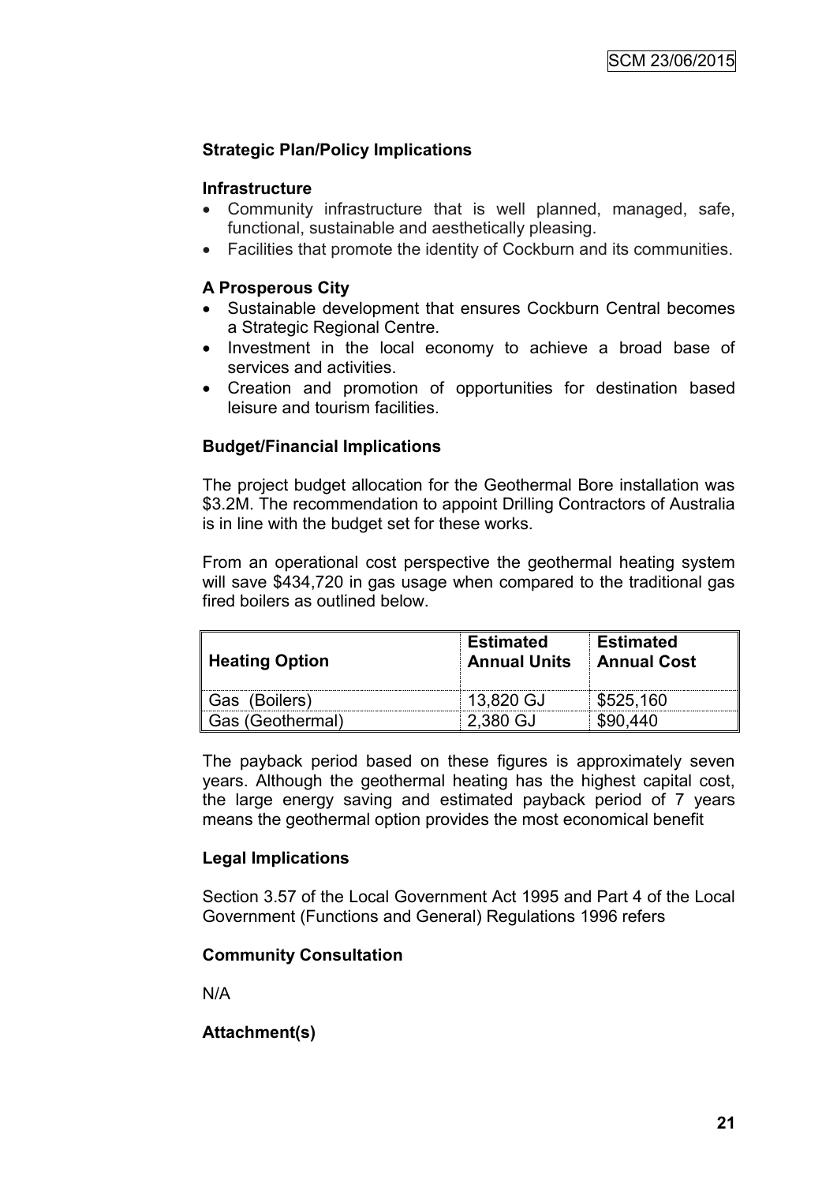### Strategic Plan/Policy Implications

**Infrastructure**

- Community infrastructure that is well planned, managed, safe, functional, sustainable and aesthetically pleasing.
- Facilities that promote the identity of Cockburn and its communities.

**A Prosperous City**

- Sustainable development that ensures Cockburn Central becomes a Strategic Regional Centre.
- Investment in the local economy to achieve a broad base of services and activities.
- Creation and promotion of opportunities for destination based leisure and tourism facilities.

### Budget/Financial Implications

The project budget allocation for the Geothermal Bore installation was $3.2M. The recommendation to appoint Drilling Contractors of Australia is in line with the budget set for these works.

From an operational cost perspective the geothermal heating system will save $434,720 in gas usage when compared to the traditional gas fired boilers as outlined below.

| Heating Option | Estimated Annual Units | Estimated Annual Cost |
|---|---|---|
| Gas (Boilers) | 13,820 GJ | $525,160 |
| Gas (Geothermal) | 2,380 GJ | $90,440 |

The payback period based on these figures is approximately seven years. Although the geothermal heating has the highest capital cost, the large energy saving and estimated payback period of 7 years means the geothermal option provides the most economical benefit

### Legal Implications

Section 3.57 of the Local Government Act 1995 and Part 4 of the Local Government (Functions and General) Regulations 1996 refers

### Community Consultation

N/A

### Attachment(s)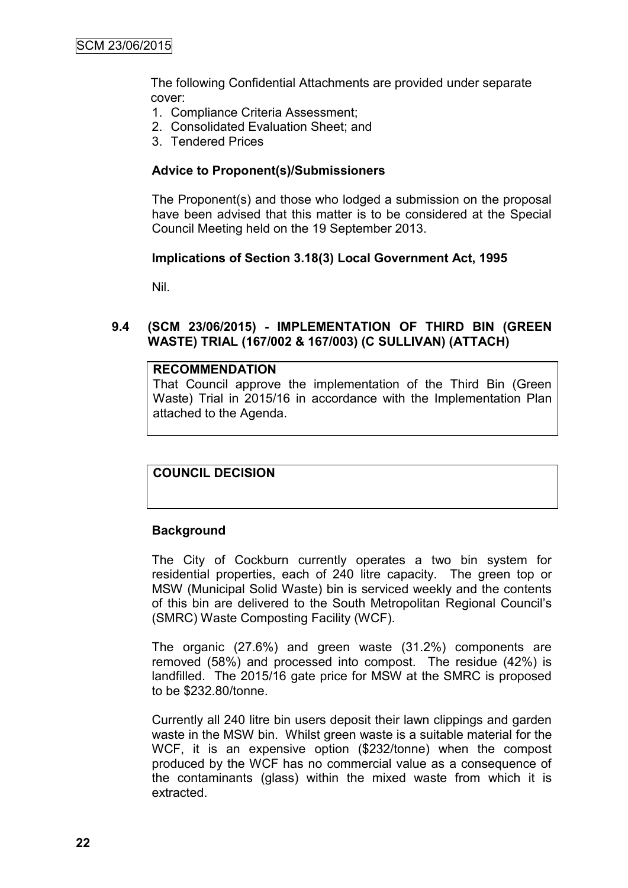The following Confidential Attachments are provided under separate cover:

1. Compliance Criteria Assessment;
2. Consolidated Evaluation Sheet; and
3. Tendered Prices

**Advice to Proponent(s)/Submissioners**

The Proponent(s) and those who lodged a submission on the proposal have been advised that this matter is to be considered at the Special Council Meeting held on the 19 September 2013.

**Implications of Section 3.18(3) Local Government Act, 1995**

Nil.

### 9.4 (SCM 23/06/2015) - IMPLEMENTATION OF THIRD BIN (GREEN WASTE) TRIAL (167/002 & 167/003) (C SULLIVAN) (ATTACH)

**RECOMMENDATION**

That Council approve the implementation of the Third Bin (Green Waste) Trial in 2015/16 in accordance with the Implementation Plan attached to the Agenda.

**COUNCIL DECISION**

**Background**

The City of Cockburn currently operates a two bin system for residential properties, each of 240 litre capacity. The green top or MSW (Municipal Solid Waste) bin is serviced weekly and the contents of this bin are delivered to the South Metropolitan Regional Council's (SMRC) Waste Composting Facility (WCF).

The organic (27.6%) and green waste (31.2%) components are removed (58%) and processed into compost. The residue (42%) is landfilled. The 2015/16 gate price for MSW at the SMRC is proposed to be $232.80/tonne.

Currently all 240 litre bin users deposit their lawn clippings and garden waste in the MSW bin. Whilst green waste is a suitable material for the WCF, it is an expensive option ($232/tonne) when the compost produced by the WCF has no commercial value as a consequence of the contaminants (glass) within the mixed waste from which it is extracted.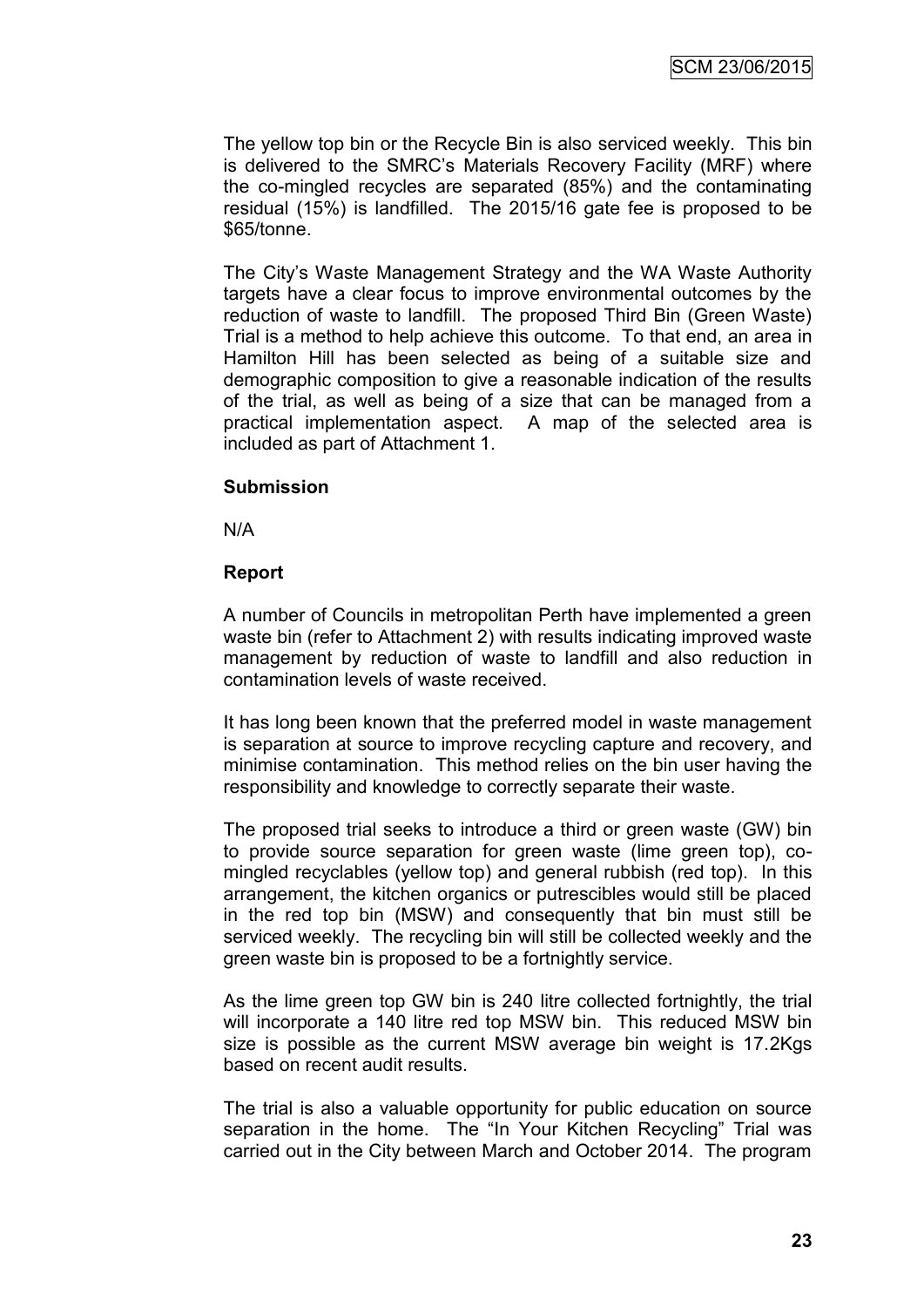The yellow top bin or the Recycle Bin is also serviced weekly. This bin is delivered to the SMRC's Materials Recovery Facility (MRF) where the co-mingled recycles are separated (85%) and the contaminating residual (15%) is landfilled. The 2015/16 gate fee is proposed to be $65/tonne.

The City's Waste Management Strategy and the WA Waste Authority targets have a clear focus to improve environmental outcomes by the reduction of waste to landfill. The proposed Third Bin (Green Waste) Trial is a method to help achieve this outcome. To that end, an area in Hamilton Hill has been selected as being of a suitable size and demographic composition to give a reasonable indication of the results of the trial, as well as being of a size that can be managed from a practical implementation aspect. A map of the selected area is included as part of Attachment 1.

**Submission**

N/A

**Report**

A number of Councils in metropolitan Perth have implemented a green waste bin (refer to Attachment 2) with results indicating improved waste management by reduction of waste to landfill and also reduction in contamination levels of waste received.

It has long been known that the preferred model in waste management is separation at source to improve recycling capture and recovery, and minimise contamination. This method relies on the bin user having the responsibility and knowledge to correctly separate their waste.

The proposed trial seeks to introduce a third or green waste (GW) bin to provide source separation for green waste (lime green top), co-mingled recyclables (yellow top) and general rubbish (red top). In this arrangement, the kitchen organics or putrescibles would still be placed in the red top bin (MSW) and consequently that bin must still be serviced weekly. The recycling bin will still be collected weekly and the green waste bin is proposed to be a fortnightly service.

As the lime green top GW bin is 240 litre collected fortnightly, the trial will incorporate a 140 litre red top MSW bin. This reduced MSW bin size is possible as the current MSW average bin weight is 17.2Kgs based on recent audit results.

The trial is also a valuable opportunity for public education on source separation in the home. The "In Your Kitchen Recycling" Trial was carried out in the City between March and October 2014. The program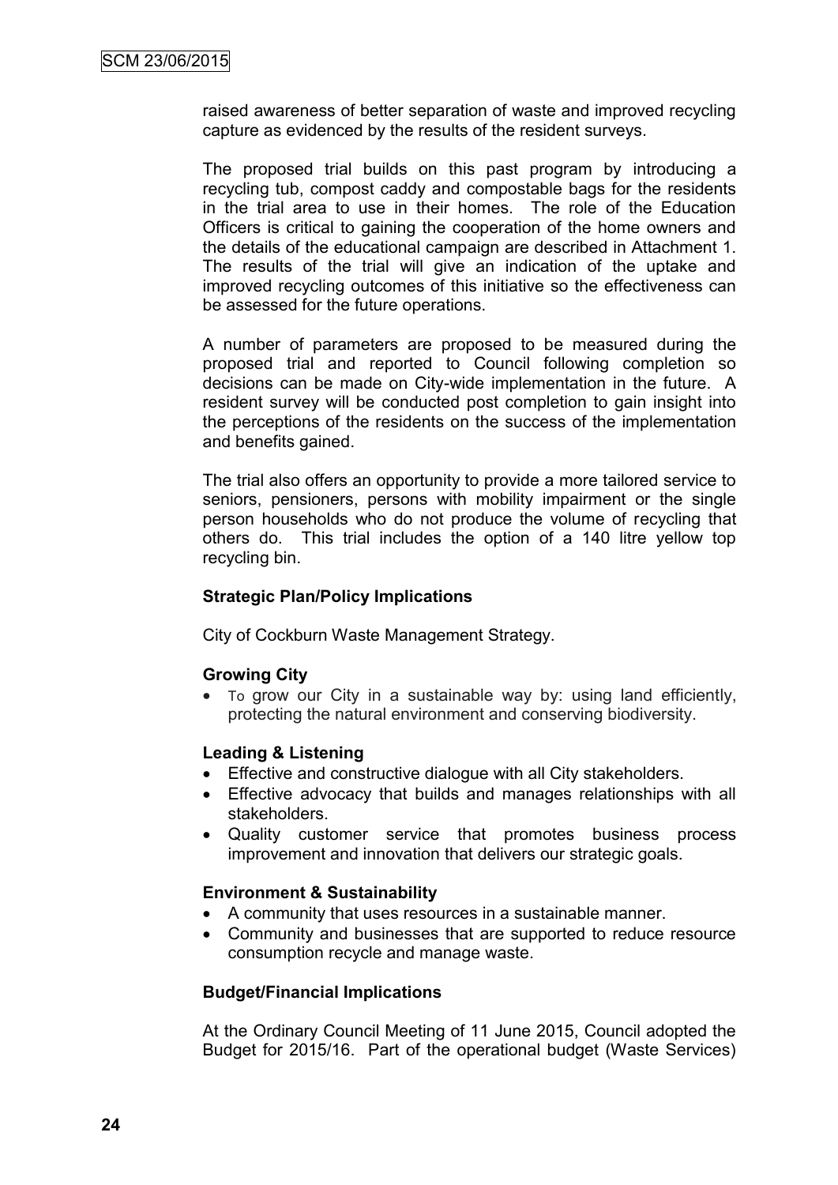raised awareness of better separation of waste and improved recycling capture as evidenced by the results of the resident surveys.

The proposed trial builds on this past program by introducing a recycling tub, compost caddy and compostable bags for the residents in the trial area to use in their homes. The role of the Education Officers is critical to gaining the cooperation of the home owners and the details of the educational campaign are described in Attachment 1. The results of the trial will give an indication of the uptake and improved recycling outcomes of this initiative so the effectiveness can be assessed for the future operations.

A number of parameters are proposed to be measured during the proposed trial and reported to Council following completion so decisions can be made on City-wide implementation in the future. A resident survey will be conducted post completion to gain insight into the perceptions of the residents on the success of the implementation and benefits gained.

The trial also offers an opportunity to provide a more tailored service to seniors, pensioners, persons with mobility impairment or the single person households who do not produce the volume of recycling that others do. This trial includes the option of a 140 litre yellow top recycling bin.

**Strategic Plan/Policy Implications**

City of Cockburn Waste Management Strategy.

**Growing City**

- To grow our City in a sustainable way by: using land efficiently, protecting the natural environment and conserving biodiversity.

**Leading & Listening**

- Effective and constructive dialogue with all City stakeholders.
- Effective advocacy that builds and manages relationships with all stakeholders.
- Quality customer service that promotes business process improvement and innovation that delivers our strategic goals.

**Environment & Sustainability**

- A community that uses resources in a sustainable manner.
- Community and businesses that are supported to reduce resource consumption recycle and manage waste.

**Budget/Financial Implications**

At the Ordinary Council Meeting of 11 June 2015, Council adopted the Budget for 2015/16. Part of the operational budget (Waste Services)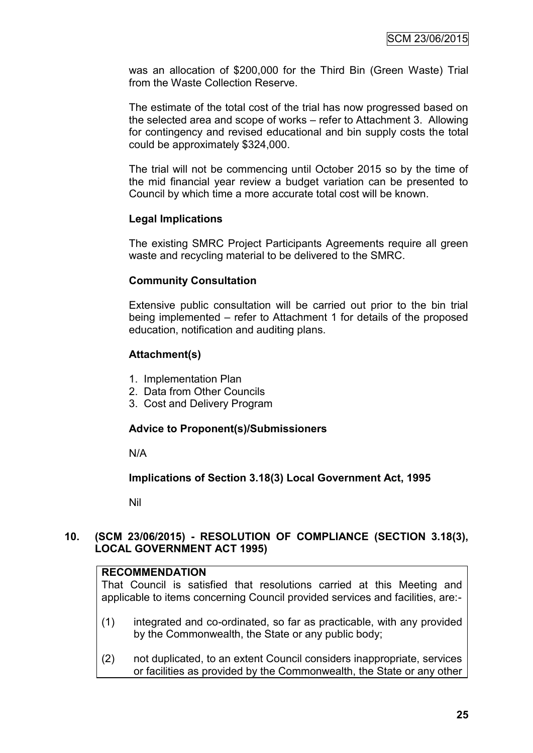was an allocation of $200,000 for the Third Bin (Green Waste) Trial from the Waste Collection Reserve.

The estimate of the total cost of the trial has now progressed based on the selected area and scope of works – refer to Attachment 3. Allowing for contingency and revised educational and bin supply costs the total could be approximately $324,000.

The trial will not be commencing until October 2015 so by the time of the mid financial year review a budget variation can be presented to Council by which time a more accurate total cost will be known.

**Legal Implications**

The existing SMRC Project Participants Agreements require all green waste and recycling material to be delivered to the SMRC.

**Community Consultation**

Extensive public consultation will be carried out prior to the bin trial being implemented – refer to Attachment 1 for details of the proposed education, notification and auditing plans.

**Attachment(s)**

1. Implementation Plan
2. Data from Other Councils
3. Cost and Delivery Program

**Advice to Proponent(s)/Submissioners**

N/A

**Implications of Section 3.18(3) Local Government Act, 1995**

Nil

## 10. (SCM 23/06/2015) - RESOLUTION OF COMPLIANCE (SECTION 3.18(3), LOCAL GOVERNMENT ACT 1995)

**RECOMMENDATION**

That Council is satisfied that resolutions carried at this Meeting and applicable to items concerning Council provided services and facilities, are:-

(1) integrated and co-ordinated, so far as practicable, with any provided by the Commonwealth, the State or any public body;

(2) not duplicated, to an extent Council considers inappropriate, services or facilities as provided by the Commonwealth, the State or any other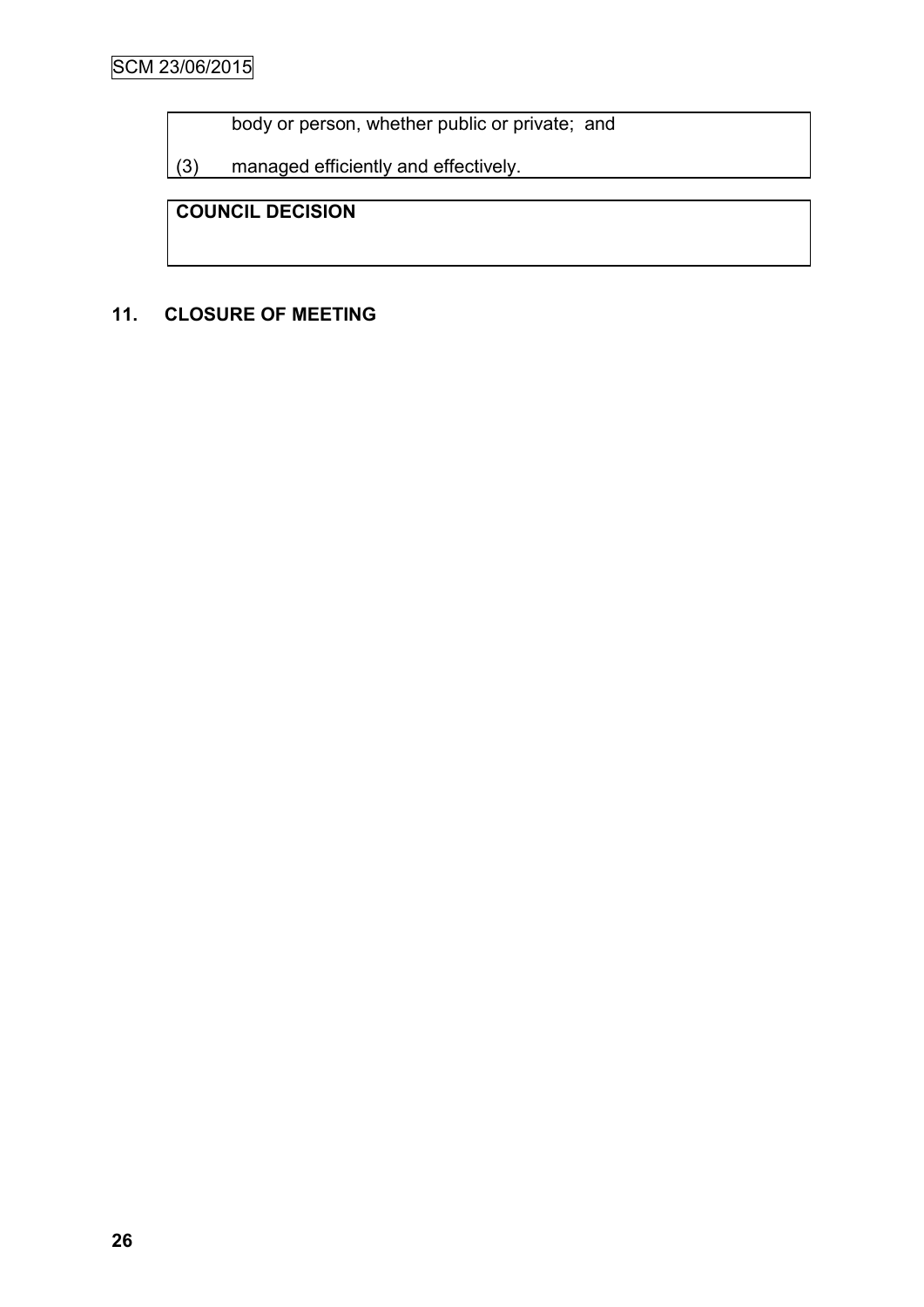body or person, whether public or private; and

(3) managed efficiently and effectively.

**COUNCIL DECISION**

## 11. CLOSURE OF MEETING